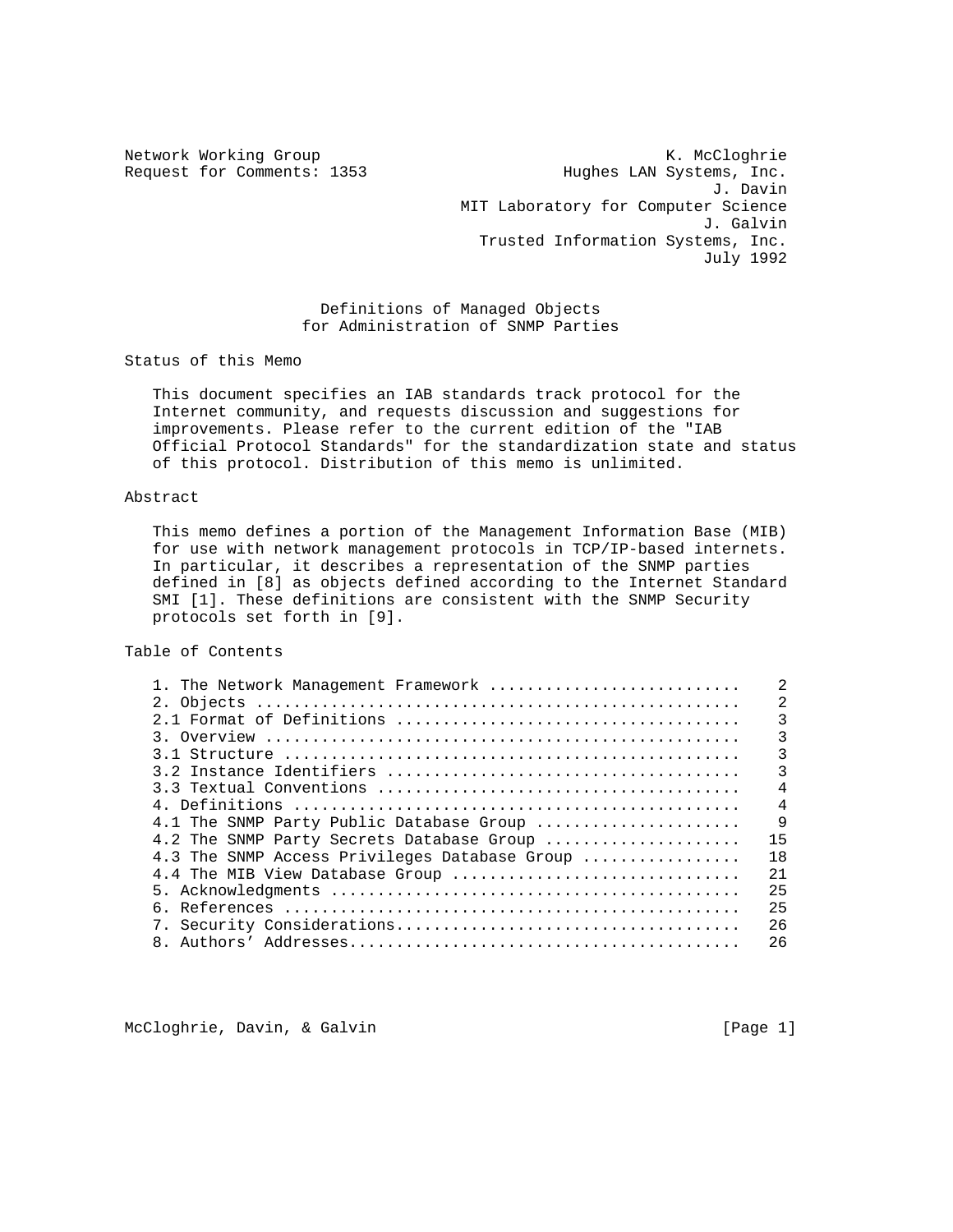Network Working Group                                      K. McCloghrie
Request for Comments: 1353                       Hughes LAN Systems, Inc.
                                                                J. Davin
                                       MIT Laboratory for Computer Science
                                                               J. Galvin
                                         Trusted Information Systems, Inc.
                                                               July 1992

# Definitions of Managed Objects for Administration of SNMP Parties

## Status of this Memo

This document specifies an IAB standards track protocol for the Internet community, and requests discussion and suggestions for improvements. Please refer to the current edition of the "IAB Official Protocol Standards" for the standardization state and status of this protocol. Distribution of this memo is unlimited.

## Abstract

This memo defines a portion of the Management Information Base (MIB) for use with network management protocols in TCP/IP-based internets. In particular, it describes a representation of the SNMP parties defined in [8] as objects defined according to the Internet Standard SMI [1]. These definitions are consistent with the SNMP Security protocols set forth in [9].

## Table of Contents

| | |
|---|---|
| 1. The Network Management Framework | 2 |
| 2. Objects | 2 |
| 2.1 Format of Definitions | 3 |
| 3. Overview | 3 |
| 3.1 Structure | 3 |
| 3.2 Instance Identifiers | 3 |
| 3.3 Textual Conventions | 4 |
| 4. Definitions | 4 |
| 4.1 The SNMP Party Public Database Group | 9 |
| 4.2 The SNMP Party Secrets Database Group | 15 |
| 4.3 The SNMP Access Privileges Database Group | 18 |
| 4.4 The MIB View Database Group | 21 |
| 5. Acknowledgments | 25 |
| 6. References | 25 |
| 7. Security Considerations | 26 |
| 8. Authors' Addresses | 26 |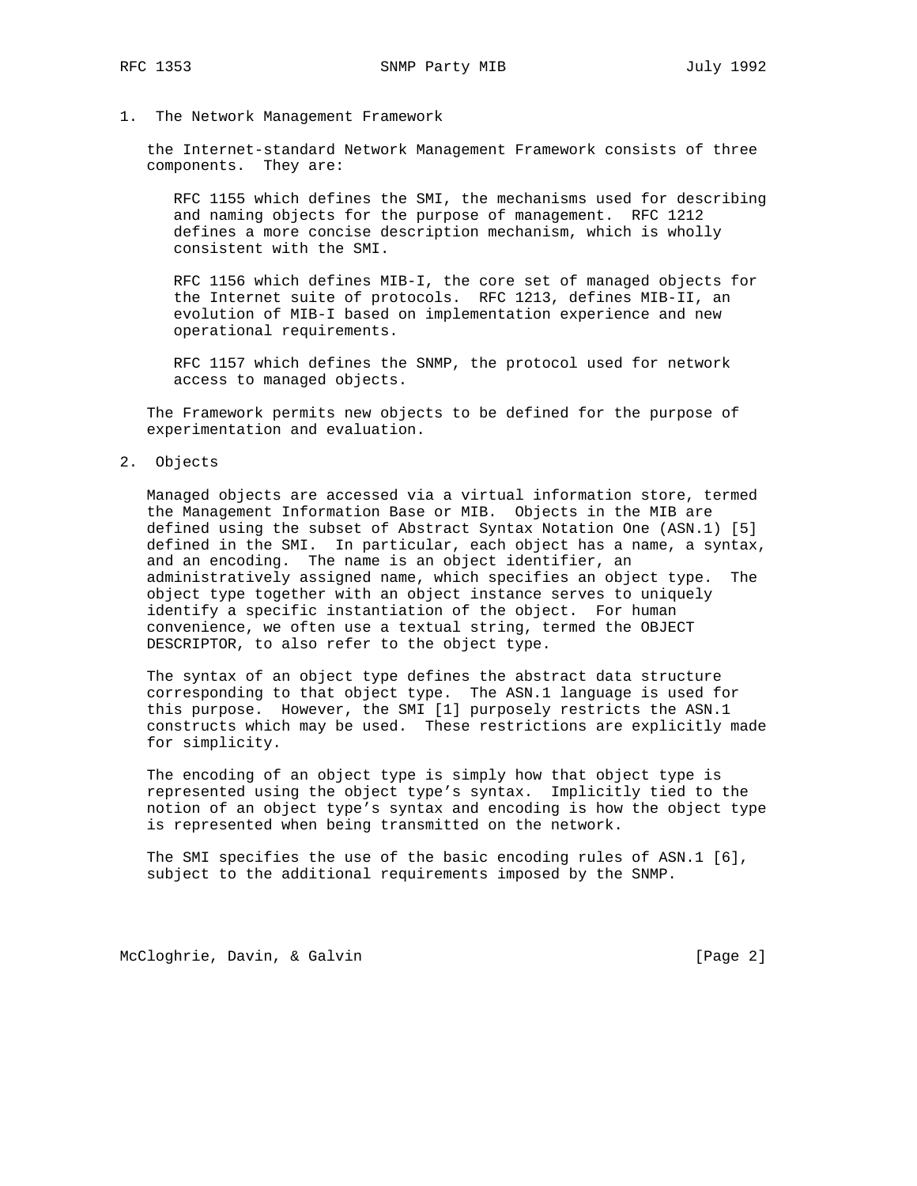## 1. The Network Management Framework

the Internet-standard Network Management Framework consists of three components. They are:

RFC 1155 which defines the SMI, the mechanisms used for describing and naming objects for the purpose of management. RFC 1212 defines a more concise description mechanism, which is wholly consistent with the SMI.

RFC 1156 which defines MIB-I, the core set of managed objects for the Internet suite of protocols. RFC 1213, defines MIB-II, an evolution of MIB-I based on implementation experience and new operational requirements.

RFC 1157 which defines the SNMP, the protocol used for network access to managed objects.

The Framework permits new objects to be defined for the purpose of experimentation and evaluation.

## 2. Objects

Managed objects are accessed via a virtual information store, termed the Management Information Base or MIB. Objects in the MIB are defined using the subset of Abstract Syntax Notation One (ASN.1) [5] defined in the SMI. In particular, each object has a name, a syntax, and an encoding. The name is an object identifier, an administratively assigned name, which specifies an object type. The object type together with an object instance serves to uniquely identify a specific instantiation of the object. For human convenience, we often use a textual string, termed the OBJECT DESCRIPTOR, to also refer to the object type.

The syntax of an object type defines the abstract data structure corresponding to that object type. The ASN.1 language is used for this purpose. However, the SMI [1] purposely restricts the ASN.1 constructs which may be used. These restrictions are explicitly made for simplicity.

The encoding of an object type is simply how that object type is represented using the object type's syntax. Implicitly tied to the notion of an object type's syntax and encoding is how the object type is represented when being transmitted on the network.

The SMI specifies the use of the basic encoding rules of ASN.1 [6], subject to the additional requirements imposed by the SNMP.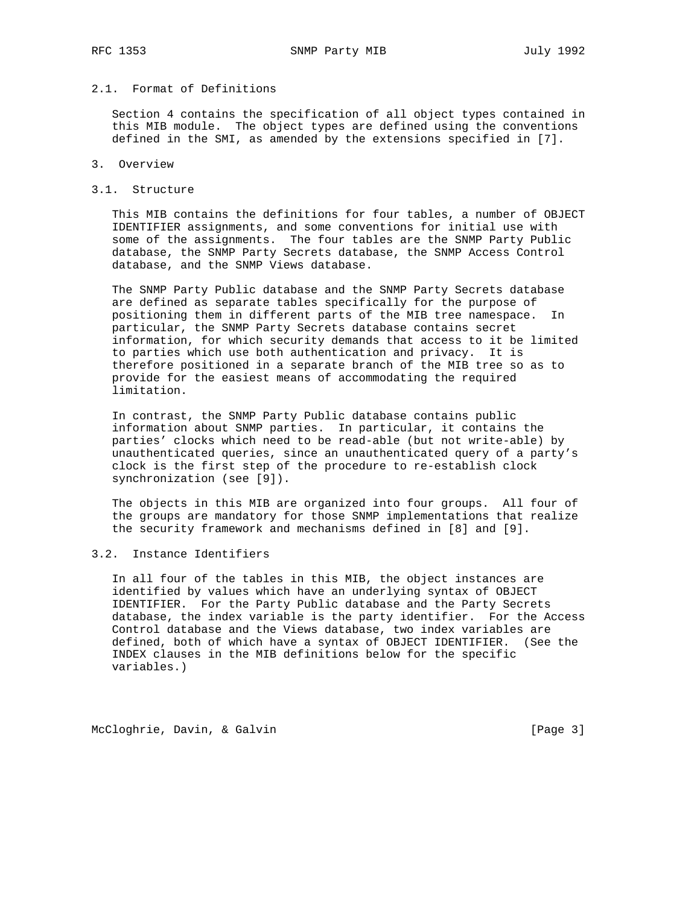### 2.1. Format of Definitions

Section 4 contains the specification of all object types contained in this MIB module. The object types are defined using the conventions defined in the SMI, as amended by the extensions specified in [7].

## 3. Overview

### 3.1. Structure

This MIB contains the definitions for four tables, a number of OBJECT IDENTIFIER assignments, and some conventions for initial use with some of the assignments. The four tables are the SNMP Party Public database, the SNMP Party Secrets database, the SNMP Access Control database, and the SNMP Views database.

The SNMP Party Public database and the SNMP Party Secrets database are defined as separate tables specifically for the purpose of positioning them in different parts of the MIB tree namespace. In particular, the SNMP Party Secrets database contains secret information, for which security demands that access to it be limited to parties which use both authentication and privacy. It is therefore positioned in a separate branch of the MIB tree so as to provide for the easiest means of accommodating the required limitation.

In contrast, the SNMP Party Public database contains public information about SNMP parties. In particular, it contains the parties' clocks which need to be read-able (but not write-able) by unauthenticated queries, since an unauthenticated query of a party's clock is the first step of the procedure to re-establish clock synchronization (see [9]).

The objects in this MIB are organized into four groups. All four of the groups are mandatory for those SNMP implementations that realize the security framework and mechanisms defined in [8] and [9].

### 3.2. Instance Identifiers

In all four of the tables in this MIB, the object instances are identified by values which have an underlying syntax of OBJECT IDENTIFIER. For the Party Public database and the Party Secrets database, the index variable is the party identifier. For the Access Control database and the Views database, two index variables are defined, both of which have a syntax of OBJECT IDENTIFIER. (See the INDEX clauses in the MIB definitions below for the specific variables.)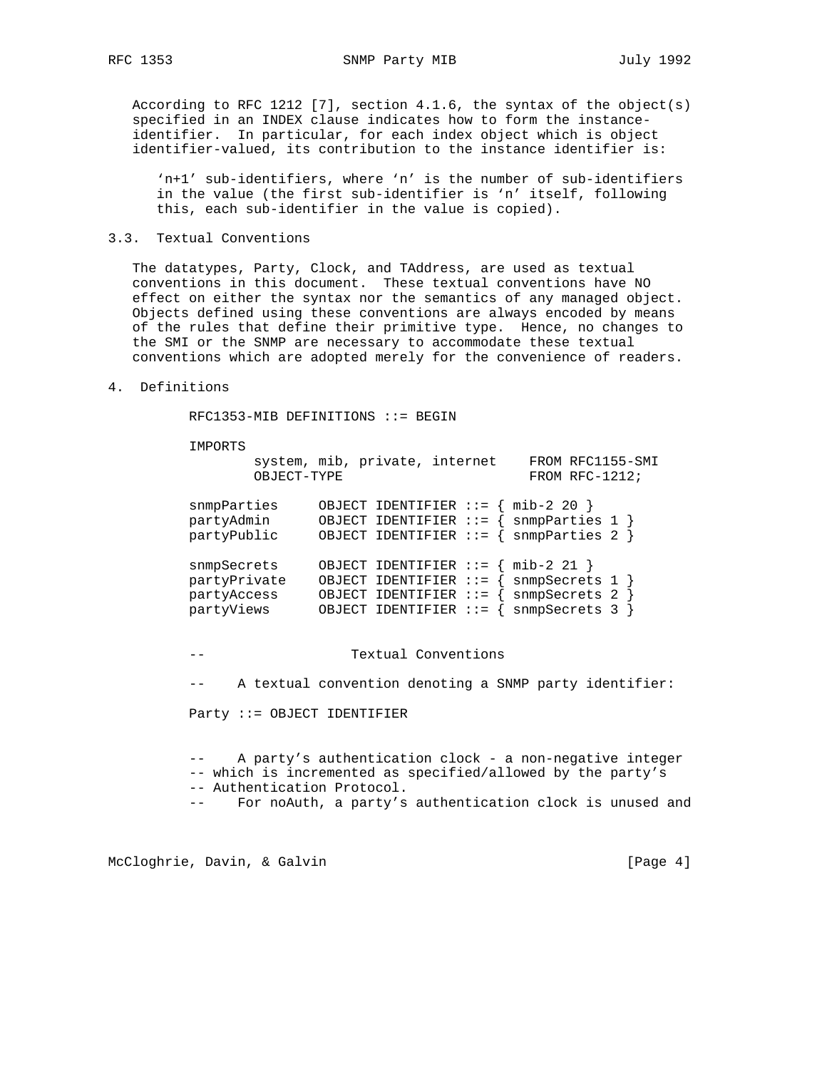According to RFC 1212 [7], section 4.1.6, the syntax of the object(s) specified in an INDEX clause indicates how to form the instance-identifier. In particular, for each index object which is object identifier-valued, its contribution to the instance identifier is:

> 'n+1' sub-identifiers, where 'n' is the number of sub-identifiers in the value (the first sub-identifier is 'n' itself, following this, each sub-identifier in the value is copied).

### 3.3. Textual Conventions

The datatypes, Party, Clock, and TAddress, are used as textual conventions in this document. These textual conventions have NO effect on either the syntax nor the semantics of any managed object. Objects defined using these conventions are always encoded by means of the rules that define their primitive type. Hence, no changes to the SMI or the SNMP are necessary to accommodate these textual conventions which are adopted merely for the convenience of readers.

## 4. Definitions

```
RFC1353-MIB DEFINITIONS ::= BEGIN

IMPORTS
        system, mib, private, internet    FROM RFC1155-SMI
        OBJECT-TYPE                       FROM RFC-1212;

snmpParties     OBJECT IDENTIFIER ::= { mib-2 20 }
partyAdmin      OBJECT IDENTIFIER ::= { snmpParties 1 }
partyPublic     OBJECT IDENTIFIER ::= { snmpParties 2 }

snmpSecrets     OBJECT IDENTIFIER ::= { mib-2 21 }
partyPrivate    OBJECT IDENTIFIER ::= { snmpSecrets 1 }
partyAccess     OBJECT IDENTIFIER ::= { snmpSecrets 2 }
partyViews      OBJECT IDENTIFIER ::= { snmpSecrets 3 }


--                  Textual Conventions

--    A textual convention denoting a SNMP party identifier:

Party ::= OBJECT IDENTIFIER


--    A party's authentication clock - a non-negative integer
-- which is incremented as specified/allowed by the party's
-- Authentication Protocol.
--    For noAuth, a party's authentication clock is unused and
```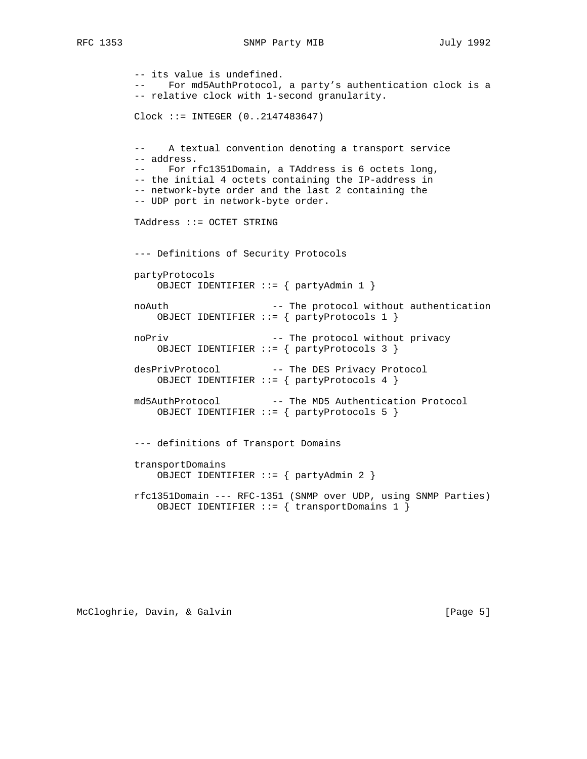```
          -- its value is undefined.
          --    For md5AuthProtocol, a party's authentication clock is a
          -- relative clock with 1-second granularity.

          Clock ::= INTEGER (0..2147483647)


          --    A textual convention denoting a transport service
          -- address.
          --    For rfc1351Domain, a TAddress is 6 octets long,
          -- the initial 4 octets containing the IP-address in
          -- network-byte order and the last 2 containing the
          -- UDP port in network-byte order.

          TAddress ::= OCTET STRING


          --- Definitions of Security Protocols

          partyProtocols
              OBJECT IDENTIFIER ::= { partyAdmin 1 }

          noAuth                  -- The protocol without authentication
              OBJECT IDENTIFIER ::= { partyProtocols 1 }

          noPriv                  -- The protocol without privacy
              OBJECT IDENTIFIER ::= { partyProtocols 3 }

          desPrivProtocol         -- The DES Privacy Protocol
              OBJECT IDENTIFIER ::= { partyProtocols 4 }

          md5AuthProtocol         -- The MD5 Authentication Protocol
              OBJECT IDENTIFIER ::= { partyProtocols 5 }


          --- definitions of Transport Domains

          transportDomains
              OBJECT IDENTIFIER ::= { partyAdmin 2 }

          rfc1351Domain --- RFC-1351 (SNMP over UDP, using SNMP Parties)
              OBJECT IDENTIFIER ::= { transportDomains 1 }
```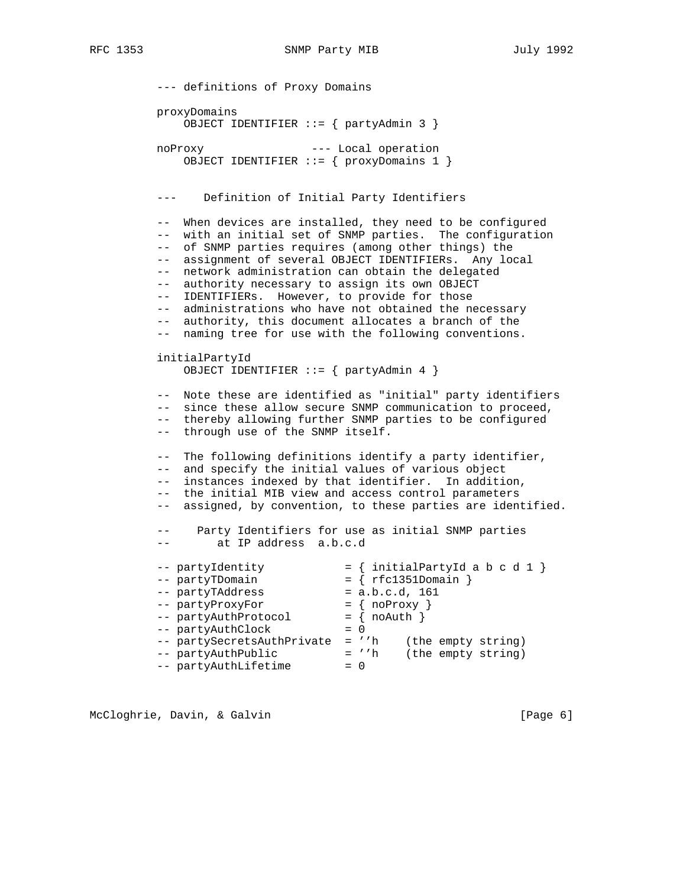```
--- definitions of Proxy Domains

proxyDomains
    OBJECT IDENTIFIER ::= { partyAdmin 3 }

noProxy                  --- Local operation
    OBJECT IDENTIFIER ::= { proxyDomains 1 }


---    Definition of Initial Party Identifiers

--  When devices are installed, they need to be configured
--  with an initial set of SNMP parties.  The configuration
--  of SNMP parties requires (among other things) the
--  assignment of several OBJECT IDENTIFIERs.  Any local
--  network administration can obtain the delegated
--  authority necessary to assign its own OBJECT
--  IDENTIFIERs.  However, to provide for those
--  administrations who have not obtained the necessary
--  authority, this document allocates a branch of the
--  naming tree for use with the following conventions.

initialPartyId
    OBJECT IDENTIFIER ::= { partyAdmin 4 }

--  Note these are identified as "initial" party identifiers
--  since these allow secure SNMP communication to proceed,
--  thereby allowing further SNMP parties to be configured
--  through use of the SNMP itself.

--  The following definitions identify a party identifier,
--  and specify the initial values of various object
--  instances indexed by that identifier.  In addition,
--  the initial MIB view and access control parameters
--  assigned, by convention, to these parties are identified.

--    Party Identifiers for use as initial SNMP parties
--       at IP address  a.b.c.d

-- partyIdentity            = { initialPartyId a b c d 1 }
-- partyTDomain             = { rfc1351Domain }
-- partyTAddress            = a.b.c.d, 161
-- partyProxyFor            = { noProxy }
-- partyAuthProtocol        = { noAuth }
-- partyAuthClock           = 0
-- partySecretsAuthPrivate  = ''h    (the empty string)
-- partyAuthPublic          = ''h    (the empty string)
-- partyAuthLifetime        = 0
```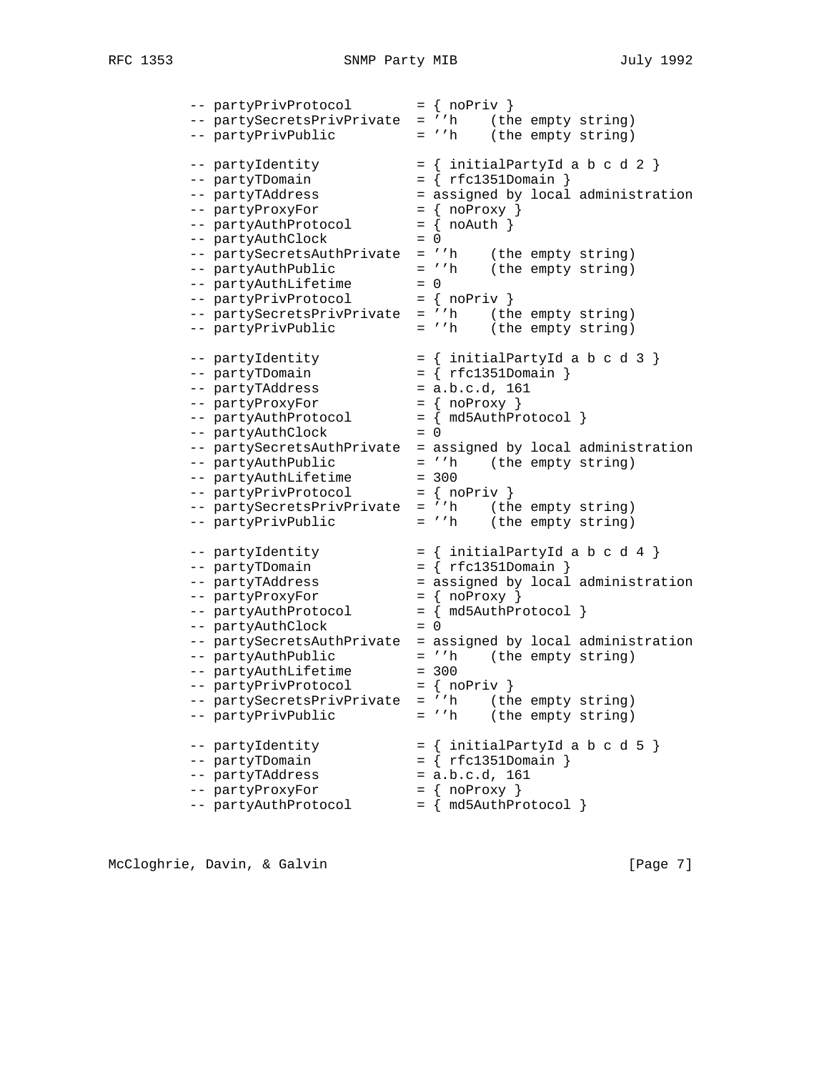```
-- partyPrivProtocol        = { noPriv }
-- partySecretsPrivPrivate  = ''h    (the empty string)
-- partyPrivPublic          = ''h    (the empty string)

-- partyIdentity            = { initialPartyId a b c d 2 }
-- partyTDomain             = { rfc1351Domain }
-- partyTAddress            = assigned by local administration
-- partyProxyFor            = { noProxy }
-- partyAuthProtocol        = { noAuth }
-- partyAuthClock           = 0
-- partySecretsAuthPrivate  = ''h    (the empty string)
-- partyAuthPublic          = ''h    (the empty string)
-- partyAuthLifetime        = 0
-- partyPrivProtocol        = { noPriv }
-- partySecretsPrivPrivate  = ''h    (the empty string)
-- partyPrivPublic          = ''h    (the empty string)

-- partyIdentity            = { initialPartyId a b c d 3 }
-- partyTDomain             = { rfc1351Domain }
-- partyTAddress            = a.b.c.d, 161
-- partyProxyFor            = { noProxy }
-- partyAuthProtocol        = { md5AuthProtocol }
-- partyAuthClock           = 0
-- partySecretsAuthPrivate  = assigned by local administration
-- partyAuthPublic          = ''h    (the empty string)
-- partyAuthLifetime        = 300
-- partyPrivProtocol        = { noPriv }
-- partySecretsPrivPrivate  = ''h    (the empty string)
-- partyPrivPublic          = ''h    (the empty string)

-- partyIdentity            = { initialPartyId a b c d 4 }
-- partyTDomain             = { rfc1351Domain }
-- partyTAddress            = assigned by local administration
-- partyProxyFor            = { noProxy }
-- partyAuthProtocol        = { md5AuthProtocol }
-- partyAuthClock           = 0
-- partySecretsAuthPrivate  = assigned by local administration
-- partyAuthPublic          = ''h    (the empty string)
-- partyAuthLifetime        = 300
-- partyPrivProtocol        = { noPriv }
-- partySecretsPrivPrivate  = ''h    (the empty string)
-- partyPrivPublic          = ''h    (the empty string)

-- partyIdentity            = { initialPartyId a b c d 5 }
-- partyTDomain             = { rfc1351Domain }
-- partyTAddress            = a.b.c.d, 161
-- partyProxyFor            = { noProxy }
-- partyAuthProtocol        = { md5AuthProtocol }
```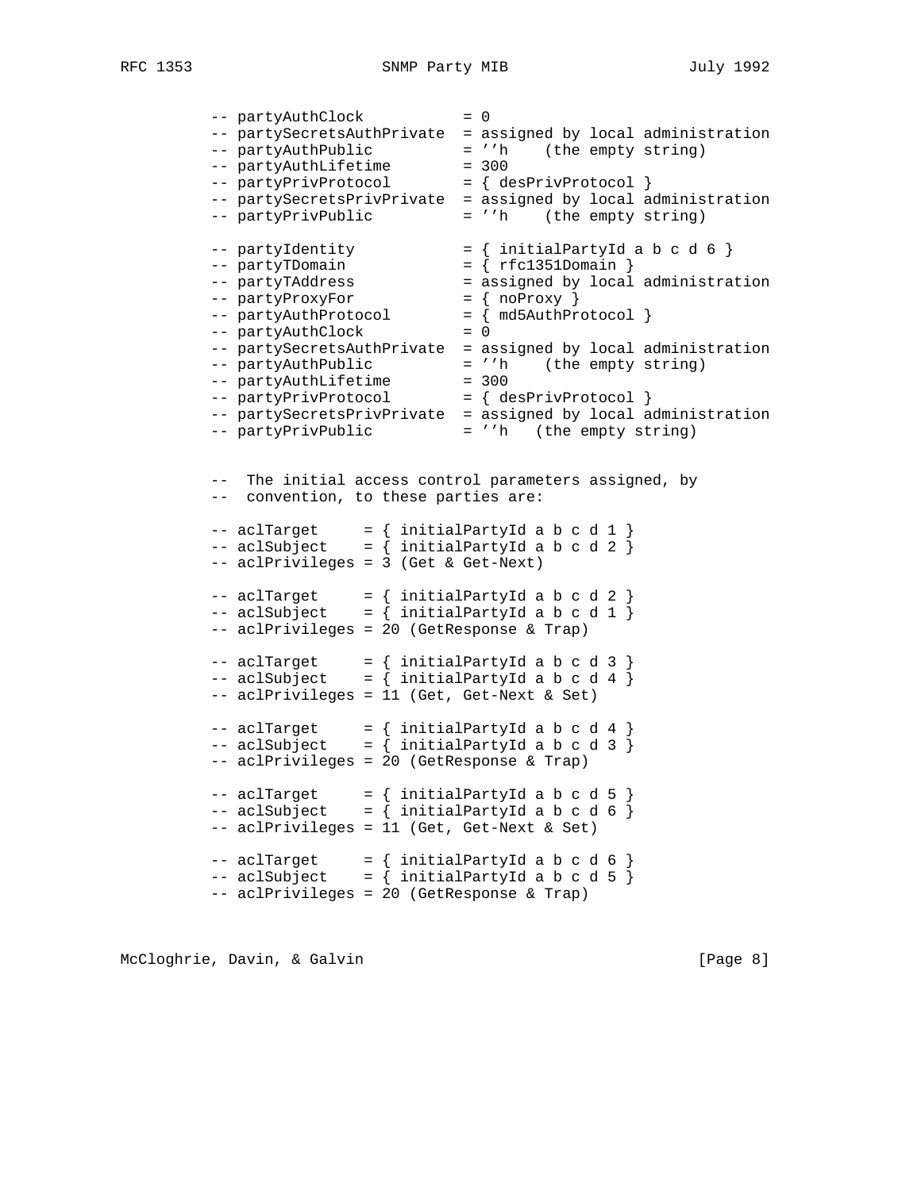```
-- partyAuthClock           = 0
-- partySecretsAuthPrivate  = assigned by local administration
-- partyAuthPublic          = ''h    (the empty string)
-- partyAuthLifetime        = 300
-- partyPrivProtocol        = { desPrivProtocol }
-- partySecretsPrivPrivate  = assigned by local administration
-- partyPrivPublic          = ''h    (the empty string)

-- partyIdentity            = { initialPartyId a b c d 6 }
-- partyTDomain             = { rfc1351Domain }
-- partyTAddress            = assigned by local administration
-- partyProxyFor            = { noProxy }
-- partyAuthProtocol        = { md5AuthProtocol }
-- partyAuthClock           = 0
-- partySecretsAuthPrivate  = assigned by local administration
-- partyAuthPublic          = ''h    (the empty string)
-- partyAuthLifetime        = 300
-- partyPrivProtocol        = { desPrivProtocol }
-- partySecretsPrivPrivate  = assigned by local administration
-- partyPrivPublic          = ''h   (the empty string)


--  The initial access control parameters assigned, by
--  convention, to these parties are:

-- aclTarget     = { initialPartyId a b c d 1 }
-- aclSubject    = { initialPartyId a b c d 2 }
-- aclPrivileges = 3 (Get & Get-Next)

-- aclTarget     = { initialPartyId a b c d 2 }
-- aclSubject    = { initialPartyId a b c d 1 }
-- aclPrivileges = 20 (GetResponse & Trap)

-- aclTarget     = { initialPartyId a b c d 3 }
-- aclSubject    = { initialPartyId a b c d 4 }
-- aclPrivileges = 11 (Get, Get-Next & Set)

-- aclTarget     = { initialPartyId a b c d 4 }
-- aclSubject    = { initialPartyId a b c d 3 }
-- aclPrivileges = 20 (GetResponse & Trap)

-- aclTarget     = { initialPartyId a b c d 5 }
-- aclSubject    = { initialPartyId a b c d 6 }
-- aclPrivileges = 11 (Get, Get-Next & Set)

-- aclTarget     = { initialPartyId a b c d 6 }
-- aclSubject    = { initialPartyId a b c d 5 }
-- aclPrivileges = 20 (GetResponse & Trap)
```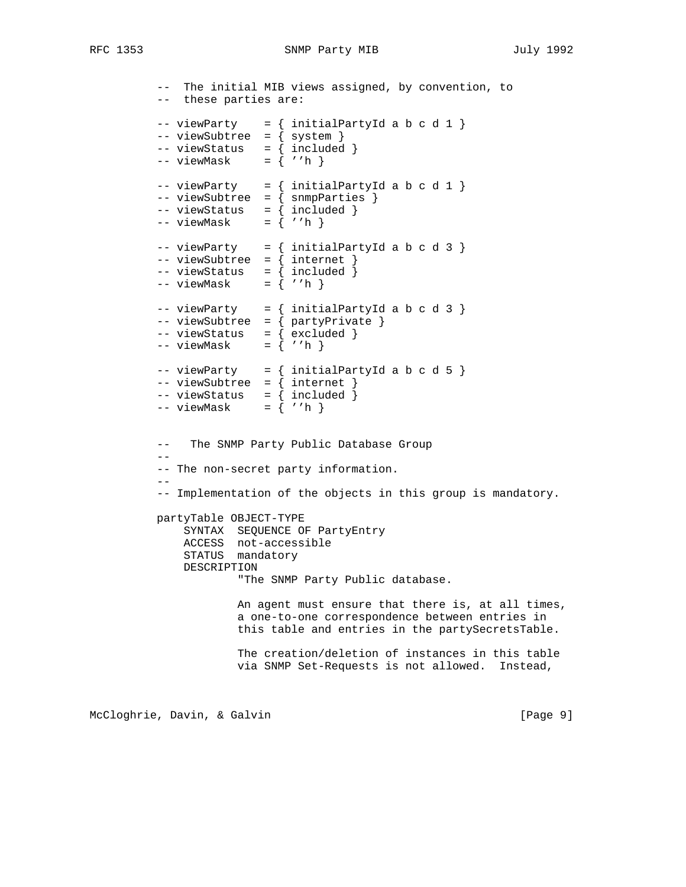```
          --  The initial MIB views assigned, by convention, to
          --  these parties are:

          -- viewParty    = { initialPartyId a b c d 1 }
          -- viewSubtree  = { system }
          -- viewStatus   = { included }
          -- viewMask     = { ''h }

          -- viewParty    = { initialPartyId a b c d 1 }
          -- viewSubtree  = { snmpParties }
          -- viewStatus   = { included }
          -- viewMask     = { ''h }

          -- viewParty    = { initialPartyId a b c d 3 }
          -- viewSubtree  = { internet }
          -- viewStatus   = { included }
          -- viewMask     = { ''h }

          -- viewParty    = { initialPartyId a b c d 3 }
          -- viewSubtree  = { partyPrivate }
          -- viewStatus   = { excluded }
          -- viewMask     = { ''h }

          -- viewParty    = { initialPartyId a b c d 5 }
          -- viewSubtree  = { internet }
          -- viewStatus   = { included }
          -- viewMask     = { ''h }


          --   The SNMP Party Public Database Group
          --
          -- The non-secret party information.
          --
          -- Implementation of the objects in this group is mandatory.

          partyTable OBJECT-TYPE
              SYNTAX  SEQUENCE OF PartyEntry
              ACCESS  not-accessible
              STATUS  mandatory
              DESCRIPTION
                      "The SNMP Party Public database.

                      An agent must ensure that there is, at all times,
                      a one-to-one correspondence between entries in
                      this table and entries in the partySecretsTable.

                      The creation/deletion of instances in this table
                      via SNMP Set-Requests is not allowed.  Instead,
```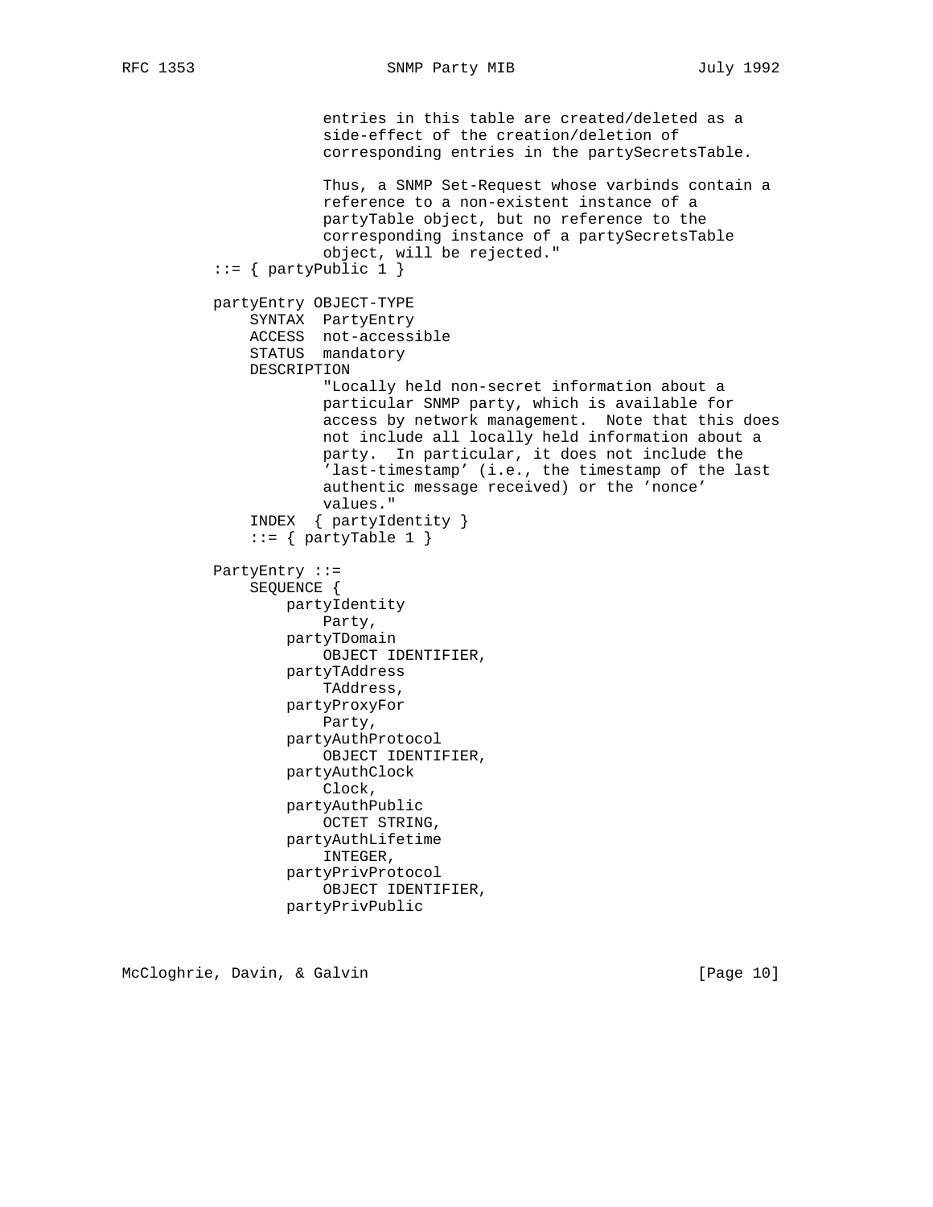```
                entries in this table are created/deleted as a
                side-effect of the creation/deletion of
                corresponding entries in the partySecretsTable.

                Thus, a SNMP Set-Request whose varbinds contain a
                reference to a non-existent instance of a
                partyTable object, but no reference to the
                corresponding instance of a partySecretsTable
                object, will be rejected."
        ::= { partyPublic 1 }

        partyEntry OBJECT-TYPE
            SYNTAX  PartyEntry
            ACCESS  not-accessible
            STATUS  mandatory
            DESCRIPTION
                "Locally held non-secret information about a
                particular SNMP party, which is available for
                access by network management.  Note that this does
                not include all locally held information about a
                party.  In particular, it does not include the
                'last-timestamp' (i.e., the timestamp of the last
                authentic message received) or the 'nonce'
                values."
            INDEX  { partyIdentity }
            ::= { partyTable 1 }

        PartyEntry ::=
            SEQUENCE {
                partyIdentity
                    Party,
                partyTDomain
                    OBJECT IDENTIFIER,
                partyTAddress
                    TAddress,
                partyProxyFor
                    Party,
                partyAuthProtocol
                    OBJECT IDENTIFIER,
                partyAuthClock
                    Clock,
                partyAuthPublic
                    OCTET STRING,
                partyAuthLifetime
                    INTEGER,
                partyPrivProtocol
                    OBJECT IDENTIFIER,
                partyPrivPublic
```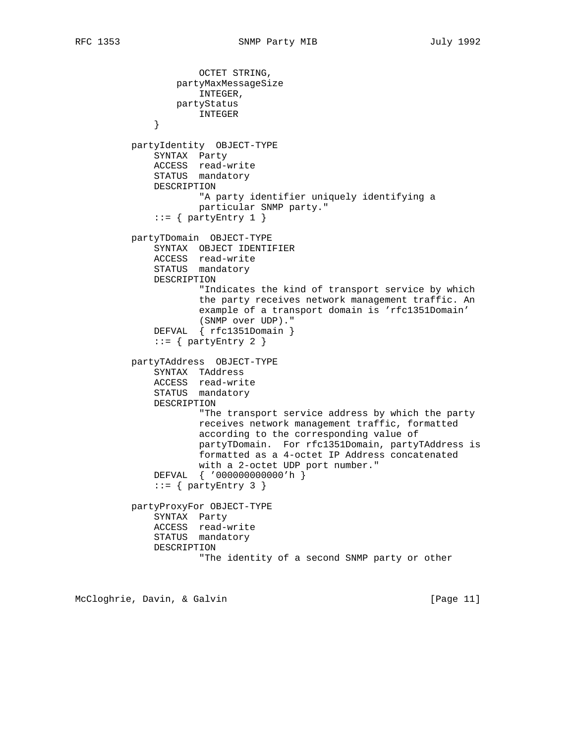```
                OCTET STRING,
            partyMaxMessageSize
                INTEGER,
            partyStatus
                INTEGER
        }

    partyIdentity  OBJECT-TYPE
        SYNTAX  Party
        ACCESS  read-write
        STATUS  mandatory
        DESCRIPTION
                "A party identifier uniquely identifying a
                particular SNMP party."
        ::= { partyEntry 1 }

    partyTDomain  OBJECT-TYPE
        SYNTAX  OBJECT IDENTIFIER
        ACCESS  read-write
        STATUS  mandatory
        DESCRIPTION
                "Indicates the kind of transport service by which
                the party receives network management traffic. An
                example of a transport domain is 'rfc1351Domain'
                (SNMP over UDP)."
        DEFVAL  { rfc1351Domain }
        ::= { partyEntry 2 }

    partyTAddress  OBJECT-TYPE
        SYNTAX  TAddress
        ACCESS  read-write
        STATUS  mandatory
        DESCRIPTION
                "The transport service address by which the party
                receives network management traffic, formatted
                according to the corresponding value of
                partyTDomain.  For rfc1351Domain, partyTAddress is
                formatted as a 4-octet IP Address concatenated
                with a 2-octet UDP port number."
        DEFVAL  { '000000000000'h }
        ::= { partyEntry 3 }

    partyProxyFor OBJECT-TYPE
        SYNTAX  Party
        ACCESS  read-write
        STATUS  mandatory
        DESCRIPTION
                "The identity of a second SNMP party or other
```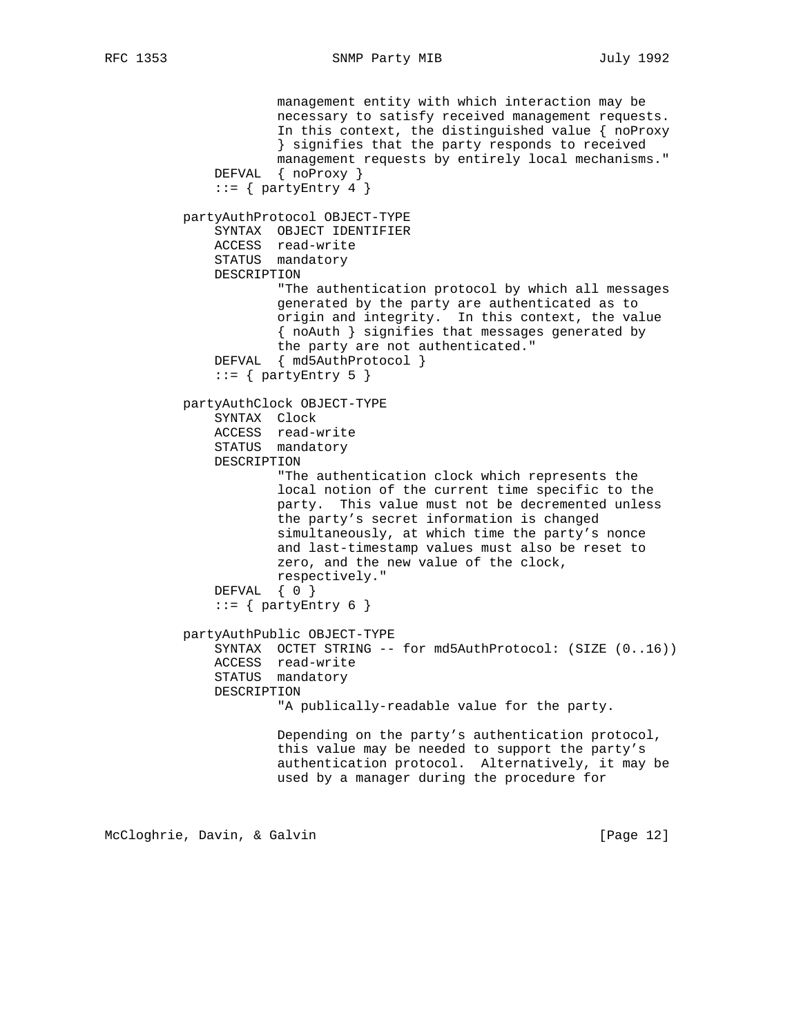```
                management entity with which interaction may be
                necessary to satisfy received management requests.
                In this context, the distinguished value { noProxy
                } signifies that the party responds to received
                management requests by entirely local mechanisms."
        DEFVAL  { noProxy }
        ::= { partyEntry 4 }

    partyAuthProtocol OBJECT-TYPE
        SYNTAX  OBJECT IDENTIFIER
        ACCESS  read-write
        STATUS  mandatory
        DESCRIPTION
                "The authentication protocol by which all messages
                generated by the party are authenticated as to
                origin and integrity.  In this context, the value
                { noAuth } signifies that messages generated by
                the party are not authenticated."
        DEFVAL  { md5AuthProtocol }
        ::= { partyEntry 5 }

    partyAuthClock OBJECT-TYPE
        SYNTAX  Clock
        ACCESS  read-write
        STATUS  mandatory
        DESCRIPTION
                "The authentication clock which represents the
                local notion of the current time specific to the
                party.  This value must not be decremented unless
                the party's secret information is changed
                simultaneously, at which time the party's nonce
                and last-timestamp values must also be reset to
                zero, and the new value of the clock,
                respectively."
        DEFVAL  { 0 }
        ::= { partyEntry 6 }

    partyAuthPublic OBJECT-TYPE
        SYNTAX  OCTET STRING -- for md5AuthProtocol: (SIZE (0..16))
        ACCESS  read-write
        STATUS  mandatory
        DESCRIPTION
                "A publically-readable value for the party.

                Depending on the party's authentication protocol,
                this value may be needed to support the party's
                authentication protocol.  Alternatively, it may be
                used by a manager during the procedure for
```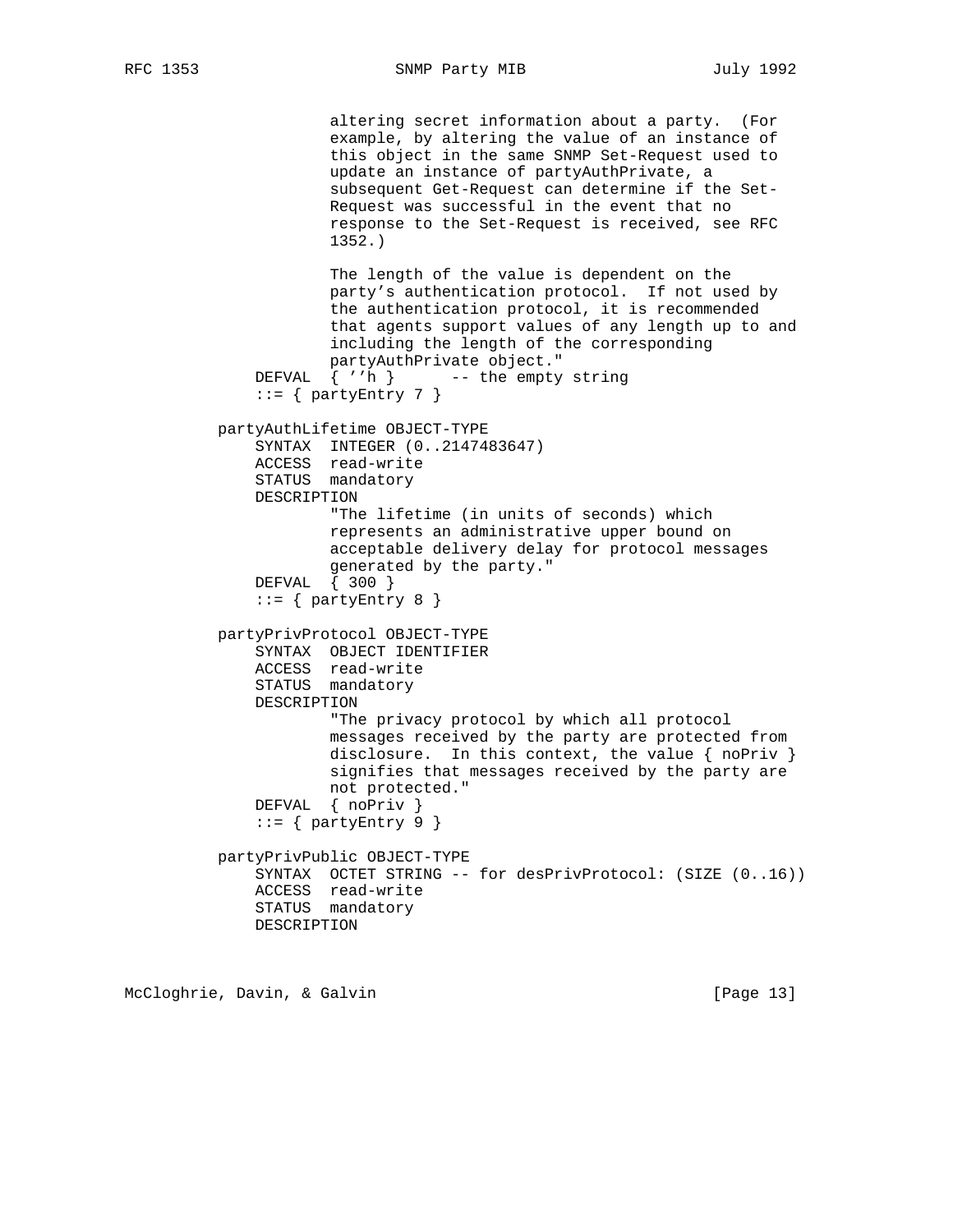```
                  altering secret information about a party.  (For
                  example, by altering the value of an instance of
                  this object in the same SNMP Set-Request used to
                  update an instance of partyAuthPrivate, a
                  subsequent Get-Request can determine if the Set-
                  Request was successful in the event that no
                  response to the Set-Request is received, see RFC
                  1352.)

                  The length of the value is dependent on the
                  party's authentication protocol.  If not used by
                  the authentication protocol, it is recommended
                  that agents support values of any length up to and
                  including the length of the corresponding
                  partyAuthPrivate object."
          DEFVAL  { ''h }      -- the empty string
          ::= { partyEntry 7 }

      partyAuthLifetime OBJECT-TYPE
          SYNTAX  INTEGER (0..2147483647)
          ACCESS  read-write
          STATUS  mandatory
          DESCRIPTION
                  "The lifetime (in units of seconds) which
                  represents an administrative upper bound on
                  acceptable delivery delay for protocol messages
                  generated by the party."
          DEFVAL  { 300 }
          ::= { partyEntry 8 }

      partyPrivProtocol OBJECT-TYPE
          SYNTAX  OBJECT IDENTIFIER
          ACCESS  read-write
          STATUS  mandatory
          DESCRIPTION
                  "The privacy protocol by which all protocol
                  messages received by the party are protected from
                  disclosure.  In this context, the value { noPriv }
                  signifies that messages received by the party are
                  not protected."
          DEFVAL  { noPriv }
          ::= { partyEntry 9 }

      partyPrivPublic OBJECT-TYPE
          SYNTAX  OCTET STRING -- for desPrivProtocol: (SIZE (0..16))
          ACCESS  read-write
          STATUS  mandatory
          DESCRIPTION
```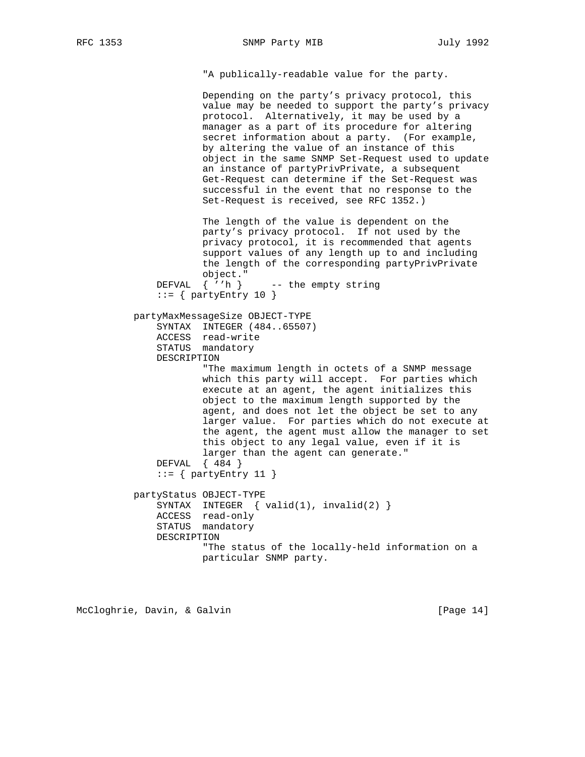```
                "A publically-readable value for the party.

                Depending on the party's privacy protocol, this
                value may be needed to support the party's privacy
                protocol.  Alternatively, it may be used by a
                manager as a part of its procedure for altering
                secret information about a party.  (For example,
                by altering the value of an instance of this
                object in the same SNMP Set-Request used to update
                an instance of partyPrivPrivate, a subsequent
                Get-Request can determine if the Set-Request was
                successful in the event that no response to the
                Set-Request is received, see RFC 1352.)

                The length of the value is dependent on the
                party's privacy protocol.  If not used by the
                privacy protocol, it is recommended that agents
                support values of any length up to and including
                the length of the corresponding partyPrivPrivate
                object."
        DEFVAL  { ''h }      -- the empty string
        ::= { partyEntry 10 }

    partyMaxMessageSize OBJECT-TYPE
        SYNTAX  INTEGER (484..65507)
        ACCESS  read-write
        STATUS  mandatory
        DESCRIPTION
                "The maximum length in octets of a SNMP message
                which this party will accept.  For parties which
                execute at an agent, the agent initializes this
                object to the maximum length supported by the
                agent, and does not let the object be set to any
                larger value.  For parties which do not execute at
                the agent, the agent must allow the manager to set
                this object to any legal value, even if it is
                larger than the agent can generate."
        DEFVAL  { 484 }
        ::= { partyEntry 11 }

    partyStatus OBJECT-TYPE
        SYNTAX  INTEGER  { valid(1), invalid(2) }
        ACCESS  read-only
        STATUS  mandatory
        DESCRIPTION
                "The status of the locally-held information on a
                particular SNMP party.
```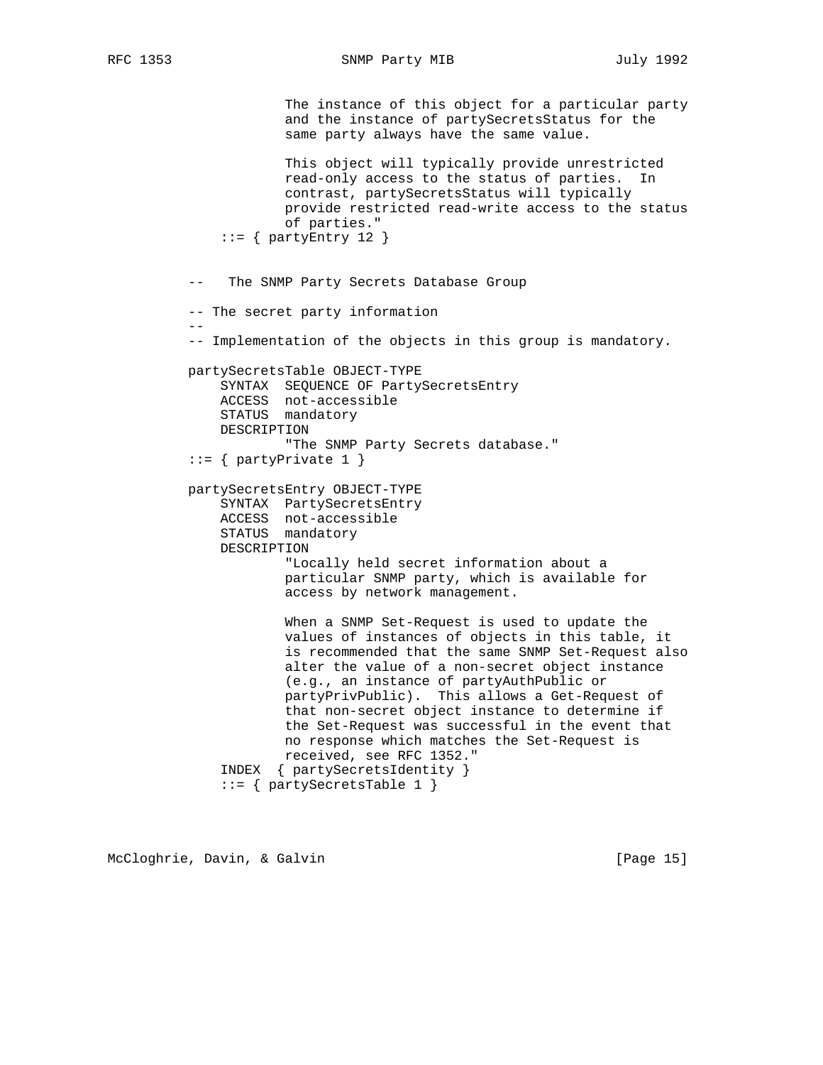```
                  The instance of this object for a particular party
                  and the instance of partySecretsStatus for the
                  same party always have the same value.

                  This object will typically provide unrestricted
                  read-only access to the status of parties.  In
                  contrast, partySecretsStatus will typically
                  provide restricted read-write access to the status
                  of parties."
          ::= { partyEntry 12 }


      --   The SNMP Party Secrets Database Group

      -- The secret party information
      --
      -- Implementation of the objects in this group is mandatory.

      partySecretsTable OBJECT-TYPE
          SYNTAX  SEQUENCE OF PartySecretsEntry
          ACCESS  not-accessible
          STATUS  mandatory
          DESCRIPTION
                  "The SNMP Party Secrets database."
      ::= { partyPrivate 1 }

      partySecretsEntry OBJECT-TYPE
          SYNTAX  PartySecretsEntry
          ACCESS  not-accessible
          STATUS  mandatory
          DESCRIPTION
                  "Locally held secret information about a
                  particular SNMP party, which is available for
                  access by network management.

                  When a SNMP Set-Request is used to update the
                  values of instances of objects in this table, it
                  is recommended that the same SNMP Set-Request also
                  alter the value of a non-secret object instance
                  (e.g., an instance of partyAuthPublic or
                  partyPrivPublic).  This allows a Get-Request of
                  that non-secret object instance to determine if
                  the Set-Request was successful in the event that
                  no response which matches the Set-Request is
                  received, see RFC 1352."
          INDEX  { partySecretsIdentity }
          ::= { partySecretsTable 1 }
```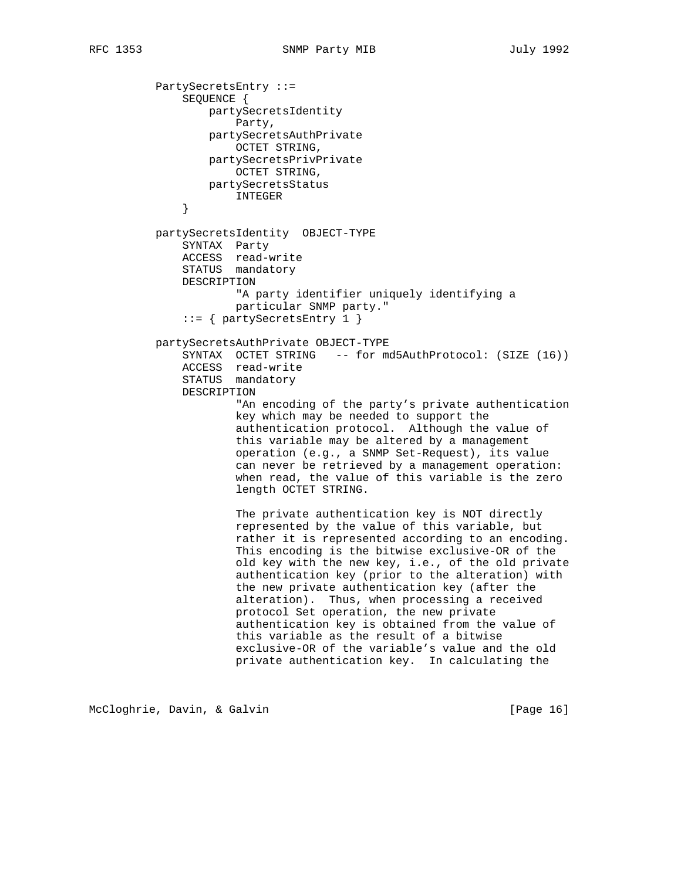```
          PartySecretsEntry ::=
              SEQUENCE {
                  partySecretsIdentity
                      Party,
                  partySecretsAuthPrivate
                      OCTET STRING,
                  partySecretsPrivPrivate
                      OCTET STRING,
                  partySecretsStatus
                      INTEGER
              }

          partySecretsIdentity  OBJECT-TYPE
              SYNTAX  Party
              ACCESS  read-write
              STATUS  mandatory
              DESCRIPTION
                      "A party identifier uniquely identifying a
                      particular SNMP party."
              ::= { partySecretsEntry 1 }

          partySecretsAuthPrivate OBJECT-TYPE
              SYNTAX  OCTET STRING   -- for md5AuthProtocol: (SIZE (16))
              ACCESS  read-write
              STATUS  mandatory
              DESCRIPTION
                      "An encoding of the party's private authentication
                      key which may be needed to support the
                      authentication protocol.  Although the value of
                      this variable may be altered by a management
                      operation (e.g., a SNMP Set-Request), its value
                      can never be retrieved by a management operation:
                      when read, the value of this variable is the zero
                      length OCTET STRING.

                      The private authentication key is NOT directly
                      represented by the value of this variable, but
                      rather it is represented according to an encoding.
                      This encoding is the bitwise exclusive-OR of the
                      old key with the new key, i.e., of the old private
                      authentication key (prior to the alteration) with
                      the new private authentication key (after the
                      alteration).  Thus, when processing a received
                      protocol Set operation, the new private
                      authentication key is obtained from the value of
                      this variable as the result of a bitwise
                      exclusive-OR of the variable's value and the old
                      private authentication key.  In calculating the
```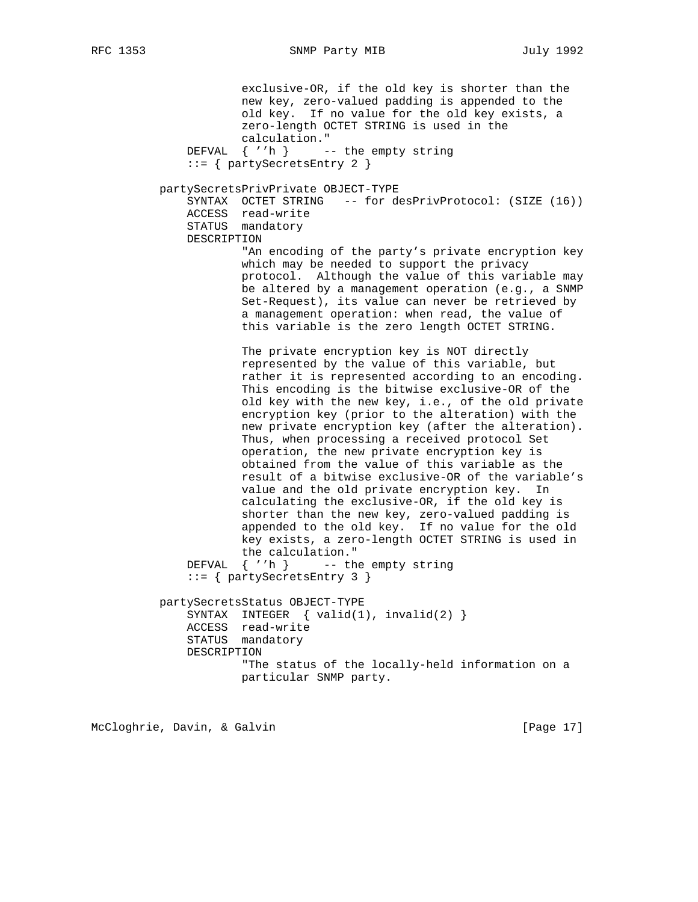```
                 exclusive-OR, if the old key is shorter than the
                 new key, zero-valued padding is appended to the
                 old key.  If no value for the old key exists, a
                 zero-length OCTET STRING is used in the
                 calculation."
         DEFVAL  { ''h }     -- the empty string
         ::= { partySecretsEntry 2 }

     partySecretsPrivPrivate OBJECT-TYPE
         SYNTAX  OCTET STRING   -- for desPrivProtocol: (SIZE (16))
         ACCESS  read-write
         STATUS  mandatory
         DESCRIPTION
                 "An encoding of the party's private encryption key
                 which may be needed to support the privacy
                 protocol.  Although the value of this variable may
                 be altered by a management operation (e.g., a SNMP
                 Set-Request), its value can never be retrieved by
                 a management operation: when read, the value of
                 this variable is the zero length OCTET STRING.

                 The private encryption key is NOT directly
                 represented by the value of this variable, but
                 rather it is represented according to an encoding.
                 This encoding is the bitwise exclusive-OR of the
                 old key with the new key, i.e., of the old private
                 encryption key (prior to the alteration) with the
                 new private encryption key (after the alteration).
                 Thus, when processing a received protocol Set
                 operation, the new private encryption key is
                 obtained from the value of this variable as the
                 result of a bitwise exclusive-OR of the variable's
                 value and the old private encryption key.  In
                 calculating the exclusive-OR, if the old key is
                 shorter than the new key, zero-valued padding is
                 appended to the old key.  If no value for the old
                 key exists, a zero-length OCTET STRING is used in
                 the calculation."
         DEFVAL  { ''h }     -- the empty string
         ::= { partySecretsEntry 3 }

     partySecretsStatus OBJECT-TYPE
         SYNTAX  INTEGER  { valid(1), invalid(2) }
         ACCESS  read-write
         STATUS  mandatory
         DESCRIPTION
                 "The status of the locally-held information on a
                 particular SNMP party.
```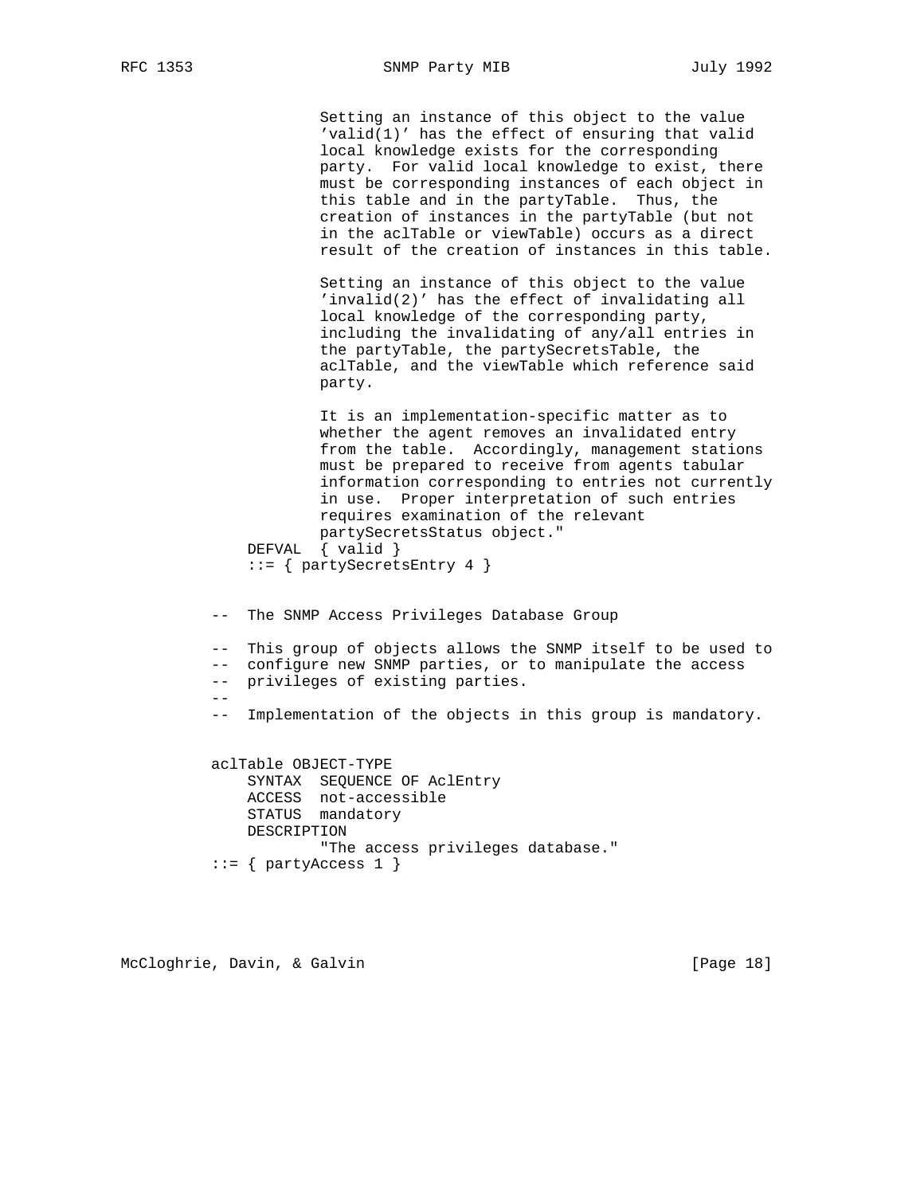```
               Setting an instance of this object to the value
               'valid(1)' has the effect of ensuring that valid
               local knowledge exists for the corresponding
               party.  For valid local knowledge to exist, there
               must be corresponding instances of each object in
               this table and in the partyTable.  Thus, the
               creation of instances in the partyTable (but not
               in the aclTable or viewTable) occurs as a direct
               result of the creation of instances in this table.

               Setting an instance of this object to the value
               'invalid(2)' has the effect of invalidating all
               local knowledge of the corresponding party,
               including the invalidating of any/all entries in
               the partyTable, the partySecretsTable, the
               aclTable, and the viewTable which reference said
               party.

               It is an implementation-specific matter as to
               whether the agent removes an invalidated entry
               from the table.  Accordingly, management stations
               must be prepared to receive from agents tabular
               information corresponding to entries not currently
               in use.  Proper interpretation of such entries
               requires examination of the relevant
               partySecretsStatus object."
       DEFVAL  { valid }
       ::= { partySecretsEntry 4 }


   --  The SNMP Access Privileges Database Group

   --  This group of objects allows the SNMP itself to be used to
   --  configure new SNMP parties, or to manipulate the access
   --  privileges of existing parties.
   --
   --  Implementation of the objects in this group is mandatory.


   aclTable OBJECT-TYPE
       SYNTAX  SEQUENCE OF AclEntry
       ACCESS  not-accessible
       STATUS  mandatory
       DESCRIPTION
               "The access privileges database."
   ::= { partyAccess 1 }
```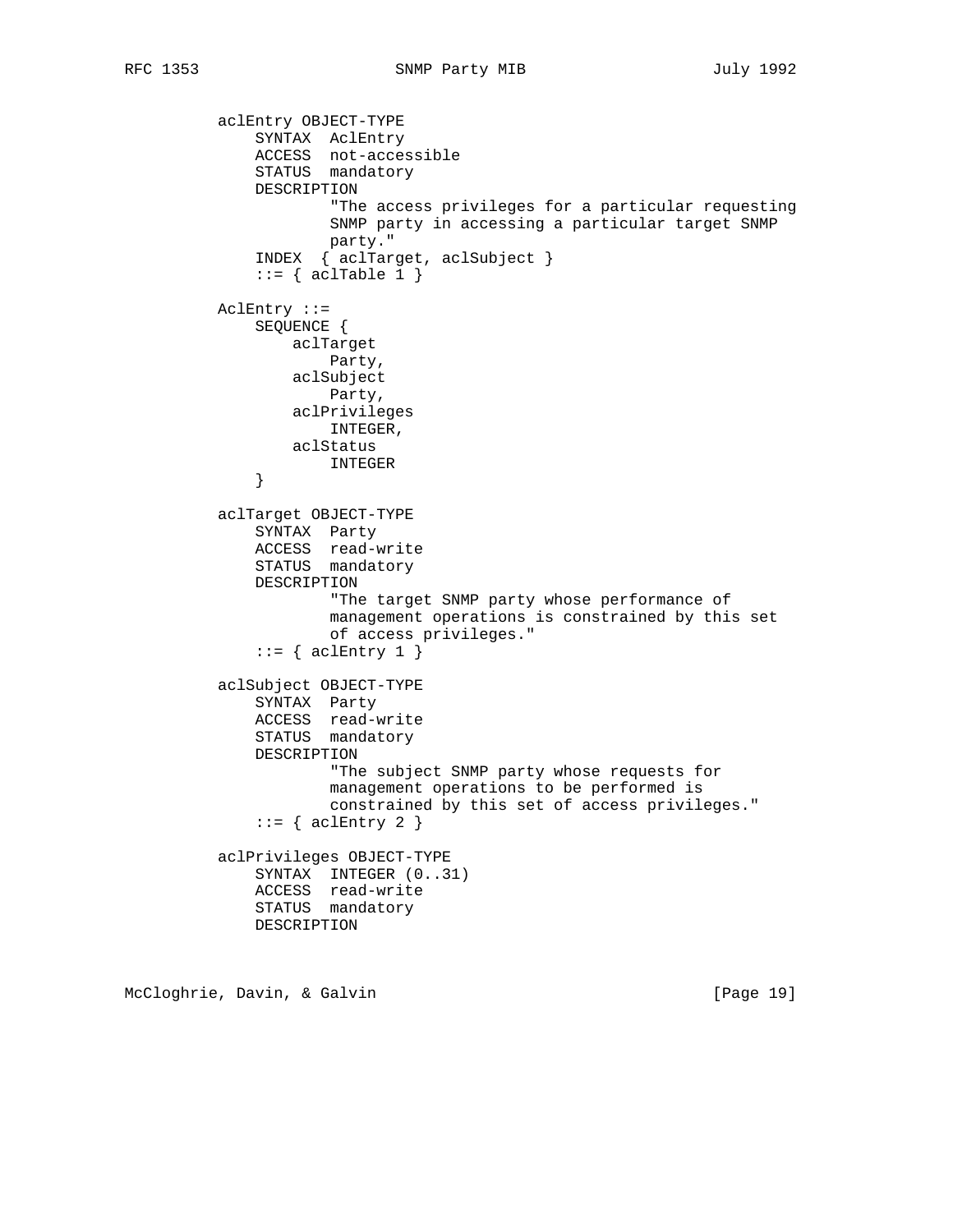```
          aclEntry OBJECT-TYPE
              SYNTAX  AclEntry
              ACCESS  not-accessible
              STATUS  mandatory
              DESCRIPTION
                      "The access privileges for a particular requesting
                      SNMP party in accessing a particular target SNMP
                      party."
              INDEX  { aclTarget, aclSubject }
              ::= { aclTable 1 }

          AclEntry ::=
              SEQUENCE {
                  aclTarget
                      Party,
                  aclSubject
                      Party,
                  aclPrivileges
                      INTEGER,
                  aclStatus
                      INTEGER
              }

          aclTarget OBJECT-TYPE
              SYNTAX  Party
              ACCESS  read-write
              STATUS  mandatory
              DESCRIPTION
                      "The target SNMP party whose performance of
                      management operations is constrained by this set
                      of access privileges."
              ::= { aclEntry 1 }

          aclSubject OBJECT-TYPE
              SYNTAX  Party
              ACCESS  read-write
              STATUS  mandatory
              DESCRIPTION
                      "The subject SNMP party whose requests for
                      management operations to be performed is
                      constrained by this set of access privileges."
              ::= { aclEntry 2 }

          aclPrivileges OBJECT-TYPE
              SYNTAX  INTEGER (0..31)
              ACCESS  read-write
              STATUS  mandatory
              DESCRIPTION
```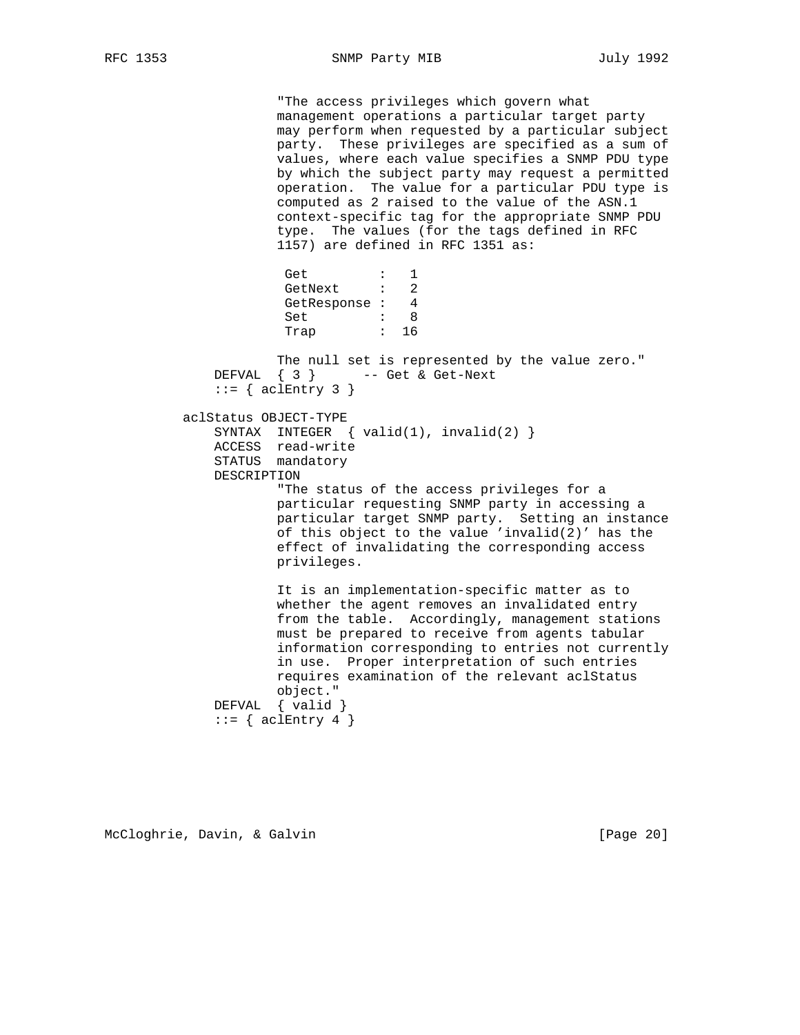```
                "The access privileges which govern what
                management operations a particular target party
                may perform when requested by a particular subject
                party.  These privileges are specified as a sum of
                values, where each value specifies a SNMP PDU type
                by which the subject party may request a permitted
                operation.  The value for a particular PDU type is
                computed as 2 raised to the value of the ASN.1
                context-specific tag for the appropriate SNMP PDU
                type.  The values (for the tags defined in RFC
                1157) are defined in RFC 1351 as:

                 Get         :   1
                 GetNext     :   2
                 GetResponse :   4
                 Set         :   8
                 Trap        :  16

                The null set is represented by the value zero."
        DEFVAL  { 3 }      -- Get & Get-Next
        ::= { aclEntry 3 }

    aclStatus OBJECT-TYPE
        SYNTAX  INTEGER  { valid(1), invalid(2) }
        ACCESS  read-write
        STATUS  mandatory
        DESCRIPTION
                "The status of the access privileges for a
                particular requesting SNMP party in accessing a
                particular target SNMP party.  Setting an instance
                of this object to the value 'invalid(2)' has the
                effect of invalidating the corresponding access
                privileges.

                It is an implementation-specific matter as to
                whether the agent removes an invalidated entry
                from the table.  Accordingly, management stations
                must be prepared to receive from agents tabular
                information corresponding to entries not currently
                in use.  Proper interpretation of such entries
                requires examination of the relevant aclStatus
                object."
        DEFVAL  { valid }
        ::= { aclEntry 4 }
```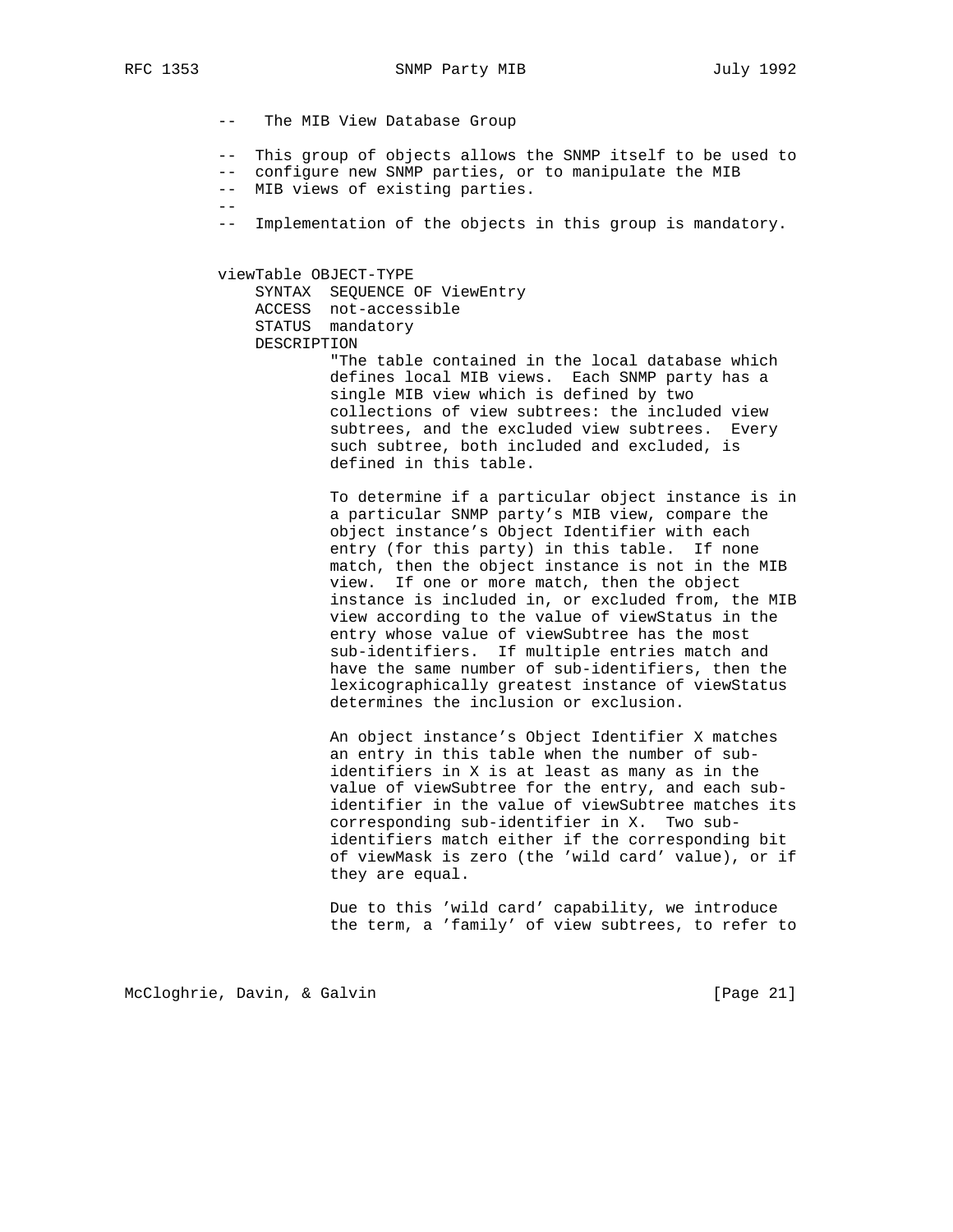```
--   The MIB View Database Group

--  This group of objects allows the SNMP itself to be used to
--  configure new SNMP parties, or to manipulate the MIB
--  MIB views of existing parties.
--
--  Implementation of the objects in this group is mandatory.


viewTable OBJECT-TYPE
    SYNTAX  SEQUENCE OF ViewEntry
    ACCESS  not-accessible
    STATUS  mandatory
    DESCRIPTION
            "The table contained in the local database which
            defines local MIB views.  Each SNMP party has a
            single MIB view which is defined by two
            collections of view subtrees: the included view
            subtrees, and the excluded view subtrees.  Every
            such subtree, both included and excluded, is
            defined in this table.

            To determine if a particular object instance is in
            a particular SNMP party's MIB view, compare the
            object instance's Object Identifier with each
            entry (for this party) in this table.  If none
            match, then the object instance is not in the MIB
            view.  If one or more match, then the object
            instance is included in, or excluded from, the MIB
            view according to the value of viewStatus in the
            entry whose value of viewSubtree has the most
            sub-identifiers.  If multiple entries match and
            have the same number of sub-identifiers, then the
            lexicographically greatest instance of viewStatus
            determines the inclusion or exclusion.

            An object instance's Object Identifier X matches
            an entry in this table when the number of sub-
            identifiers in X is at least as many as in the
            value of viewSubtree for the entry, and each sub-
            identifier in the value of viewSubtree matches its
            corresponding sub-identifier in X.  Two sub-
            identifiers match either if the corresponding bit
            of viewMask is zero (the 'wild card' value), or if
            they are equal.

            Due to this 'wild card' capability, we introduce
            the term, a 'family' of view subtrees, to refer to
```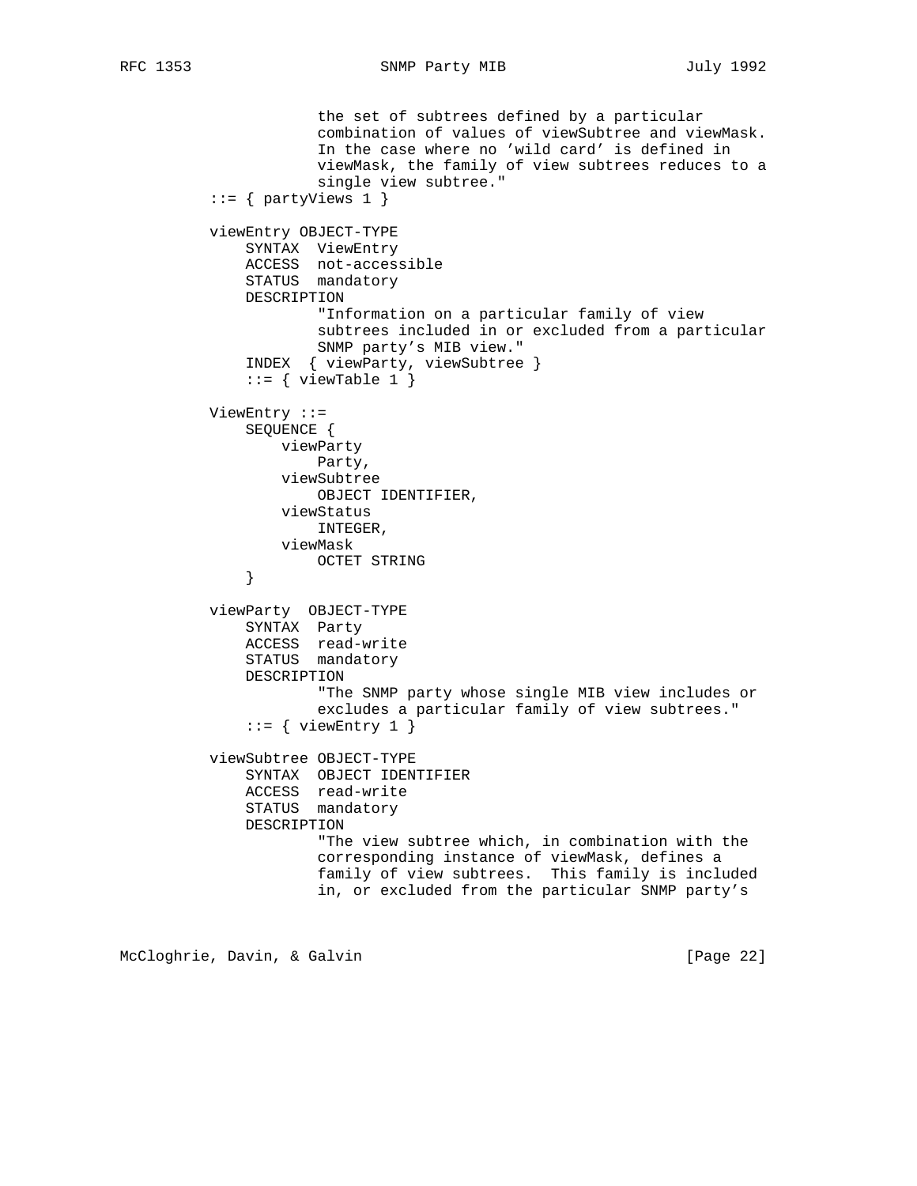```
                  the set of subtrees defined by a particular
                  combination of values of viewSubtree and viewMask.
                  In the case where no 'wild card' is defined in
                  viewMask, the family of view subtrees reduces to a
                  single view subtree."
          ::= { partyViews 1 }

          viewEntry OBJECT-TYPE
              SYNTAX  ViewEntry
              ACCESS  not-accessible
              STATUS  mandatory
              DESCRIPTION
                      "Information on a particular family of view
                      subtrees included in or excluded from a particular
                      SNMP party's MIB view."
              INDEX  { viewParty, viewSubtree }
              ::= { viewTable 1 }

          ViewEntry ::=
              SEQUENCE {
                  viewParty
                      Party,
                  viewSubtree
                      OBJECT IDENTIFIER,
                  viewStatus
                      INTEGER,
                  viewMask
                      OCTET STRING
              }

          viewParty  OBJECT-TYPE
              SYNTAX  Party
              ACCESS  read-write
              STATUS  mandatory
              DESCRIPTION
                      "The SNMP party whose single MIB view includes or
                      excludes a particular family of view subtrees."
              ::= { viewEntry 1 }

          viewSubtree OBJECT-TYPE
              SYNTAX  OBJECT IDENTIFIER
              ACCESS  read-write
              STATUS  mandatory
              DESCRIPTION
                      "The view subtree which, in combination with the
                      corresponding instance of viewMask, defines a
                      family of view subtrees.  This family is included
                      in, or excluded from the particular SNMP party's
```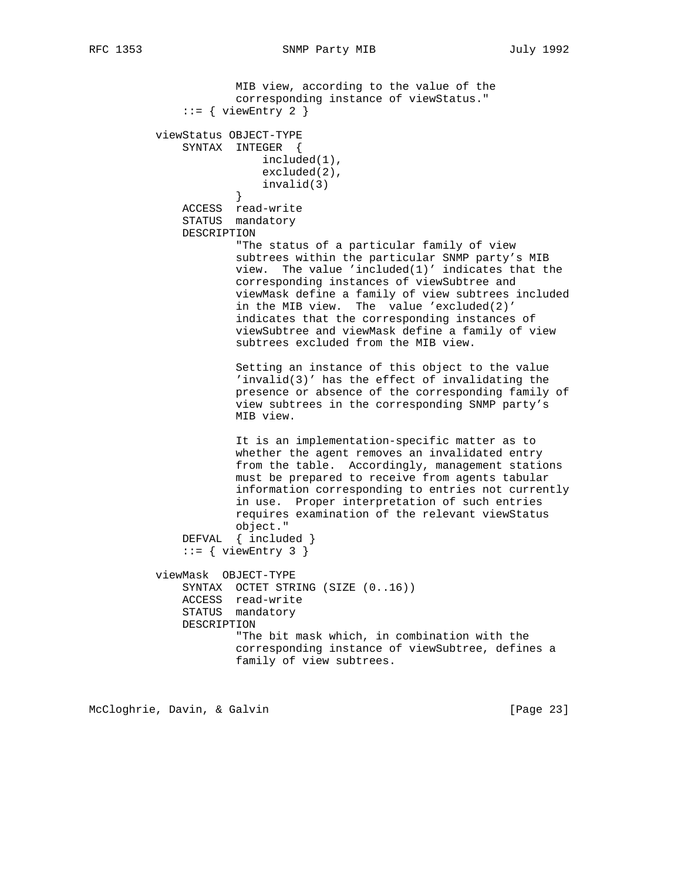```
                   MIB view, according to the value of the
                   corresponding instance of viewStatus."
           ::= { viewEntry 2 }

       viewStatus OBJECT-TYPE
           SYNTAX  INTEGER  {
                       included(1),
                       excluded(2),
                       invalid(3)
                   }
           ACCESS  read-write
           STATUS  mandatory
           DESCRIPTION
                   "The status of a particular family of view
                   subtrees within the particular SNMP party's MIB
                   view.  The value 'included(1)' indicates that the
                   corresponding instances of viewSubtree and
                   viewMask define a family of view subtrees included
                   in the MIB view.  The  value 'excluded(2)'
                   indicates that the corresponding instances of
                   viewSubtree and viewMask define a family of view
                   subtrees excluded from the MIB view.

                   Setting an instance of this object to the value
                   'invalid(3)' has the effect of invalidating the
                   presence or absence of the corresponding family of
                   view subtrees in the corresponding SNMP party's
                   MIB view.

                   It is an implementation-specific matter as to
                   whether the agent removes an invalidated entry
                   from the table.  Accordingly, management stations
                   must be prepared to receive from agents tabular
                   information corresponding to entries not currently
                   in use.  Proper interpretation of such entries
                   requires examination of the relevant viewStatus
                   object."
           DEFVAL  { included }
           ::= { viewEntry 3 }

       viewMask  OBJECT-TYPE
           SYNTAX  OCTET STRING (SIZE (0..16))
           ACCESS  read-write
           STATUS  mandatory
           DESCRIPTION
                   "The bit mask which, in combination with the
                   corresponding instance of viewSubtree, defines a
                   family of view subtrees.
```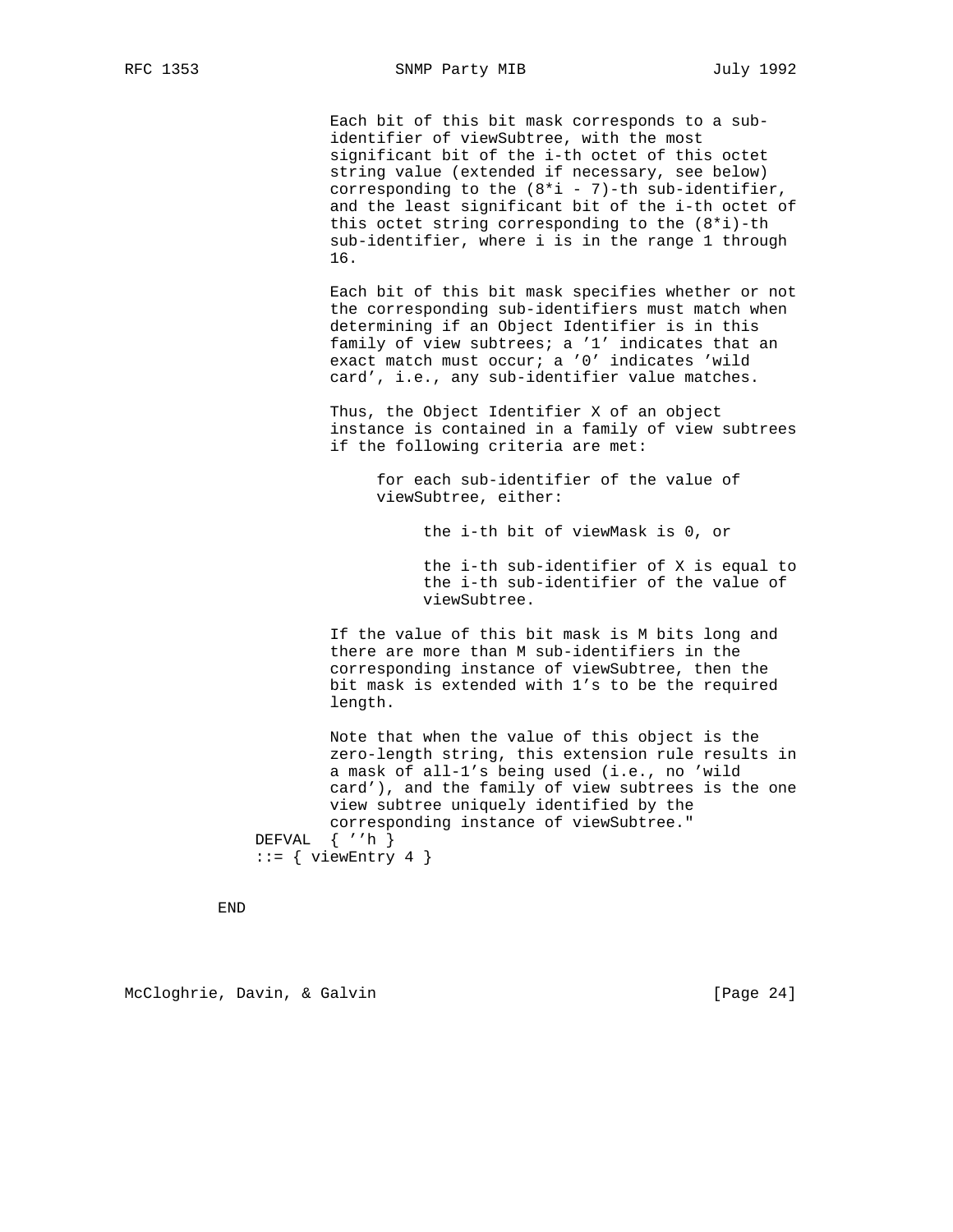```
                 Each bit of this bit mask corresponds to a sub-
                 identifier of viewSubtree, with the most
                 significant bit of the i-th octet of this octet
                 string value (extended if necessary, see below)
                 corresponding to the (8*i - 7)-th sub-identifier,
                 and the least significant bit of the i-th octet of
                 this octet string corresponding to the (8*i)-th
                 sub-identifier, where i is in the range 1 through
                 16.

                 Each bit of this bit mask specifies whether or not
                 the corresponding sub-identifiers must match when
                 determining if an Object Identifier is in this
                 family of view subtrees; a '1' indicates that an
                 exact match must occur; a '0' indicates 'wild
                 card', i.e., any sub-identifier value matches.

                 Thus, the Object Identifier X of an object
                 instance is contained in a family of view subtrees
                 if the following criteria are met:

                      for each sub-identifier of the value of
                      viewSubtree, either:

                           the i-th bit of viewMask is 0, or

                           the i-th sub-identifier of X is equal to
                           the i-th sub-identifier of the value of
                           viewSubtree.

                 If the value of this bit mask is M bits long and
                 there are more than M sub-identifiers in the
                 corresponding instance of viewSubtree, then the
                 bit mask is extended with 1's to be the required
                 length.

                 Note that when the value of this object is the
                 zero-length string, this extension rule results in
                 a mask of all-1's being used (i.e., no 'wild
                 card'), and the family of view subtrees is the one
                 view subtree uniquely identified by the
                 corresponding instance of viewSubtree."
         DEFVAL  { ''h }
         ::= { viewEntry 4 }

     END
```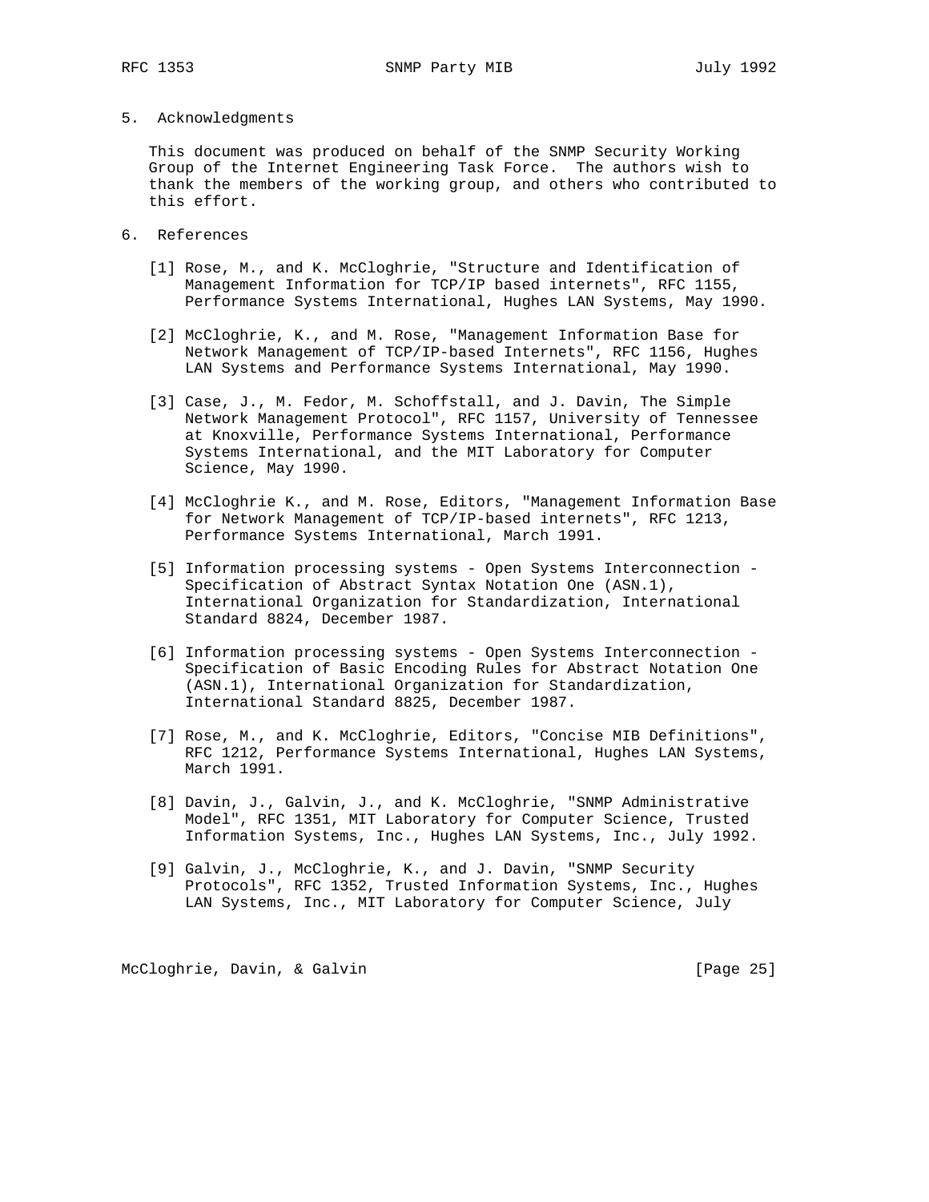## 5. Acknowledgments

This document was produced on behalf of the SNMP Security Working Group of the Internet Engineering Task Force. The authors wish to thank the members of the working group, and others who contributed to this effort.

## 6. References

[1] Rose, M., and K. McCloghrie, "Structure and Identification of Management Information for TCP/IP based internets", RFC 1155, Performance Systems International, Hughes LAN Systems, May 1990.

[2] McCloghrie, K., and M. Rose, "Management Information Base for Network Management of TCP/IP-based Internets", RFC 1156, Hughes LAN Systems and Performance Systems International, May 1990.

[3] Case, J., M. Fedor, M. Schoffstall, and J. Davin, The Simple Network Management Protocol", RFC 1157, University of Tennessee at Knoxville, Performance Systems International, Performance Systems International, and the MIT Laboratory for Computer Science, May 1990.

[4] McCloghrie K., and M. Rose, Editors, "Management Information Base for Network Management of TCP/IP-based internets", RFC 1213, Performance Systems International, March 1991.

[5] Information processing systems - Open Systems Interconnection - Specification of Abstract Syntax Notation One (ASN.1), International Organization for Standardization, International Standard 8824, December 1987.

[6] Information processing systems - Open Systems Interconnection - Specification of Basic Encoding Rules for Abstract Notation One (ASN.1), International Organization for Standardization, International Standard 8825, December 1987.

[7] Rose, M., and K. McCloghrie, Editors, "Concise MIB Definitions", RFC 1212, Performance Systems International, Hughes LAN Systems, March 1991.

[8] Davin, J., Galvin, J., and K. McCloghrie, "SNMP Administrative Model", RFC 1351, MIT Laboratory for Computer Science, Trusted Information Systems, Inc., Hughes LAN Systems, Inc., July 1992.

[9] Galvin, J., McCloghrie, K., and J. Davin, "SNMP Security Protocols", RFC 1352, Trusted Information Systems, Inc., Hughes LAN Systems, Inc., MIT Laboratory for Computer Science, July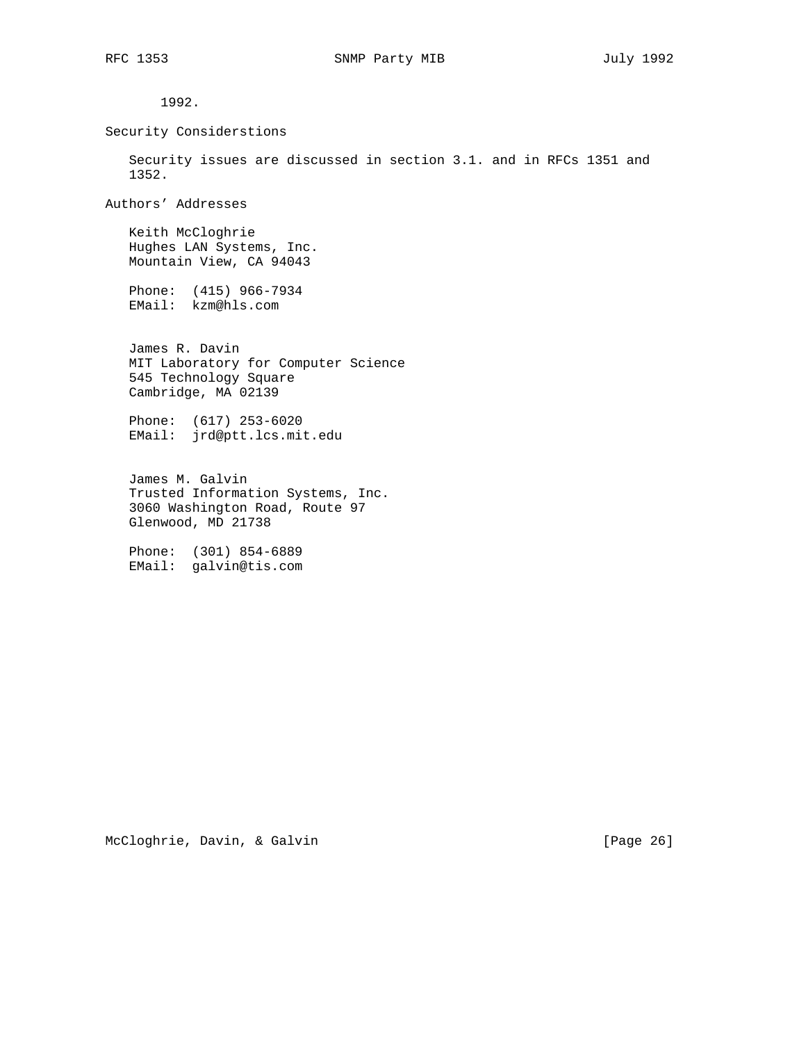1992.

## Security Considerstions

Security issues are discussed in section 3.1. and in RFCs 1351 and 1352.

## Authors' Addresses

Keith McCloghrie
Hughes LAN Systems, Inc.
Mountain View, CA 94043

Phone: (415) 966-7934
EMail: kzm@hls.com

James R. Davin
MIT Laboratory for Computer Science
545 Technology Square
Cambridge, MA 02139

Phone: (617) 253-6020
EMail: jrd@ptt.lcs.mit.edu

James M. Galvin
Trusted Information Systems, Inc.
3060 Washington Road, Route 97
Glenwood, MD 21738

Phone: (301) 854-6889
EMail: galvin@tis.com